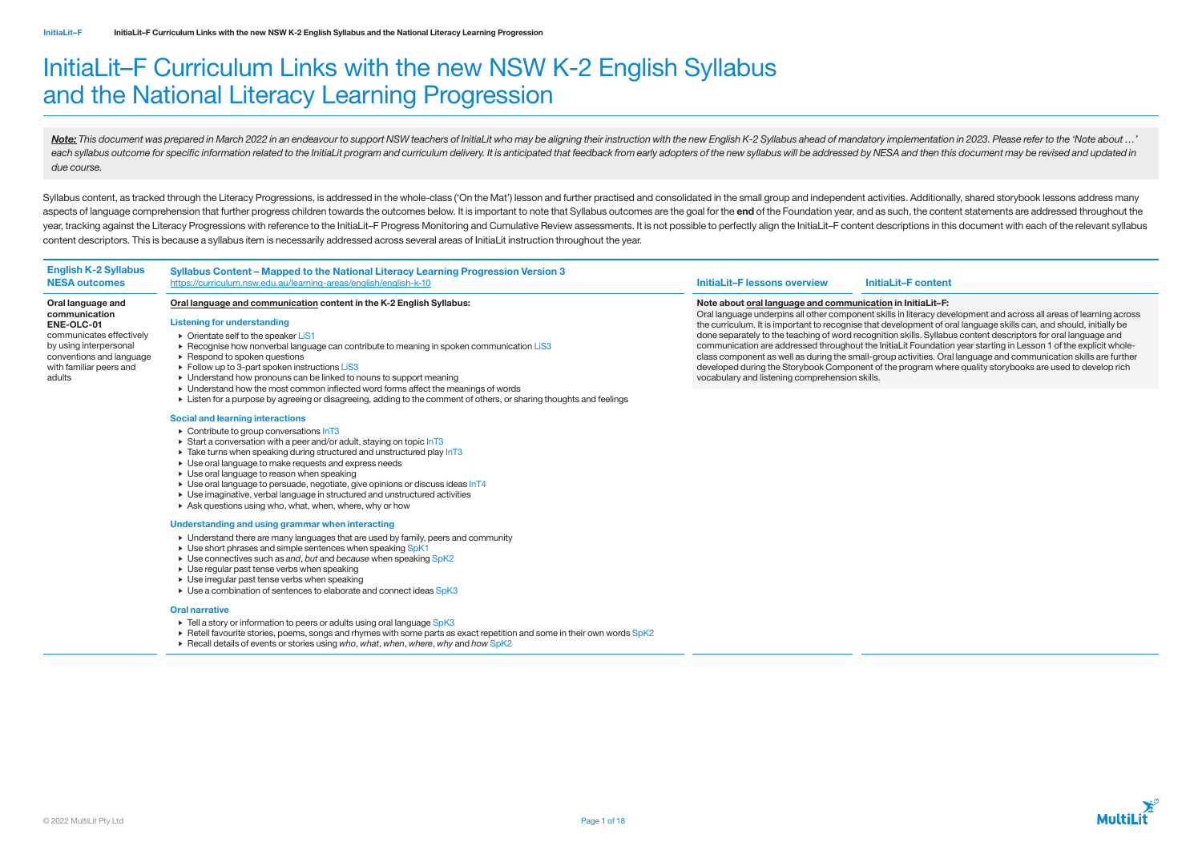# InitiaLit–F Curriculum Links with the new NSW K-2 English Syllabus and the National Literacy Learning Progression

***Note:*** *This document was prepared in March 2022 in an endeavour to support NSW teachers of InitiaLit who may be aligning their instruction with the new English K-2 Syllabus ahead of mandatory implementation in 2023. Please refer to the 'Note about …' each syllabus outcome for specific information related to the InitiaLit program and curriculum delivery. It is anticipated that feedback from early adopters of the new syllabus will be addressed by NESA and then this document may be revised and updated in due course.*

Syllabus content, as tracked through the Literacy Progressions, is addressed in the whole-class ('On the Mat') lesson and further practised and consolidated in the small group and independent activities. Additionally, shared storybook lessons address many aspects of language comprehension that further progress children towards the outcomes below. It is important to note that Syllabus outcomes are the goal for the **end** of the Foundation year, and as such, the content statements are addressed throughout the year, tracking against the Literacy Progressions with reference to the InitiaLit–F Progress Monitoring and Cumulative Review assessments. It is not possible to perfectly align the InitiaLit–F content descriptions in this document with each of the relevant syllabus content descriptors. This is because a syllabus item is necessarily addressed across several areas of InitiaLit instruction throughout the year.

| English K-2 Syllabus NESA outcomes | Syllabus Content – Mapped to the National Literacy Learning Progression Version 3 https://curriculum.nsw.edu.au/learning-areas/english/english-k-10 | InitiaLit–F lessons overview | InitiaLit–F content |
|---|---|---|---|
| **Oral language and communication ENE-OLC-01** communicates effectively by using interpersonal conventions and language with familiar peers and adults | **Oral language and communication content in the K-2 English Syllabus:**<br><br>**Listening for understanding**<br>▸ Orientate self to the speaker LiS1<br>▸ Recognise how nonverbal language can contribute to meaning in spoken communication LiS3<br>▸ Respond to spoken questions<br>▸ Follow up to 3-part spoken instructions LiS3<br>▸ Understand how pronouns can be linked to nouns to support meaning<br>▸ Understand how the most common inflected word forms affect the meanings of words<br>▸ Listen for a purpose by agreeing or disagreeing, adding to the comment of others, or sharing thoughts and feelings<br><br>**Social and learning interactions**<br>▸ Contribute to group conversations InT3<br>▸ Start a conversation with a peer and/or adult, staying on topic InT3<br>▸ Take turns when speaking during structured and unstructured play InT3<br>▸ Use oral language to make requests and express needs<br>▸ Use oral language to reason when speaking<br>▸ Use oral language to persuade, negotiate, give opinions or discuss ideas InT4<br>▸ Use imaginative, verbal language in structured and unstructured activities<br>▸ Ask questions using who, what, when, where, why or how<br><br>**Understanding and using grammar when interacting**<br>▸ Understand there are many languages that are used by family, peers and community<br>▸ Use short phrases and simple sentences when speaking SpK1<br>▸ Use connectives such as *and*, *but* and *because* when speaking SpK2<br>▸ Use regular past tense verbs when speaking<br>▸ Use irregular past tense verbs when speaking<br>▸ Use a combination of sentences to elaborate and connect ideas SpK3<br><br>**Oral narrative**<br>▸ Tell a story or information to peers or adults using oral language SpK3<br>▸ Retell favourite stories, poems, songs and rhymes with some parts as exact repetition and some in their own words SpK2<br>▸ Recall details of events or stories using *who*, *what*, *when*, *where*, *why* and *how* SpK2 | **Note about oral language and communication in InitiaLit–F:**<br>Oral language underpins all other component skills in literacy development and across all areas of learning across the curriculum. It is important to recognise that development of oral language skills can, and should, initially be done separately to the teaching of word recognition skills. Syllabus content descriptors for oral language and communication are addressed throughout the InitiaLit Foundation year starting in Lesson 1 of the explicit whole-class component as well as during the small-group activities. Oral language and communication skills are further developed during the Storybook Component of the program where quality storybooks are used to develop rich vocabulary and listening comprehension skills. | |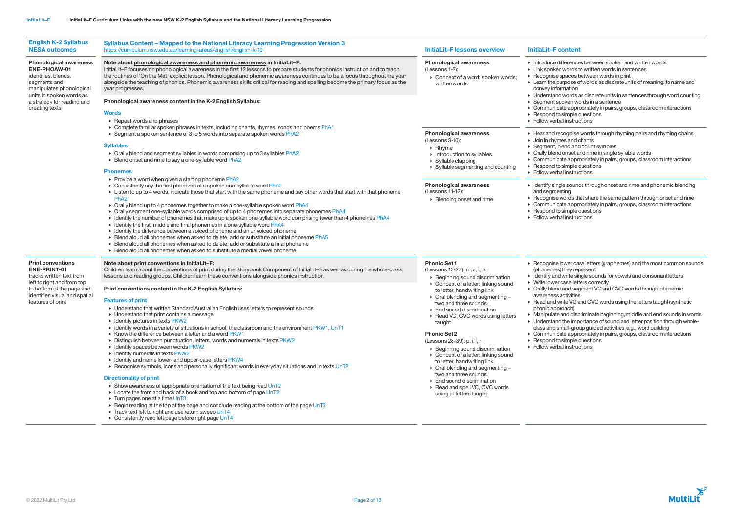| English K-2 Syllabus NESA outcomes | Syllabus Content – Mapped to the National Literacy Learning Progression Version 3 https://curriculum.nsw.edu.au/learning-areas/english/english-k-10 | InitiaLit–F lessons overview | InitiaLit–F content |
|---|---|---|---|
| **Phonological awareness ENE-PHOAW-01** identifies, blends, segments and manipulates phonological units in spoken words as a strategy for reading and creating texts | **Note about phonological awareness and phonemic awareness in InitiaLit–F:** InitiaLit–F focuses on phonological awareness in the first 12 lessons to prepare students for phonics instruction and to teach the routines of 'On the Mat' explicit lesson. Phonological and phonemic awareness continues to be a focus throughout the year alongside the teaching of phonics. Phonemic awareness skills critical for reading and spelling become the primary focus as the year progresses. <br><br> **Phonological awareness content in the K-2 English Syllabus:** <br><br> **Words** <br> ▸ Repeat words and phrases <br> ▸ Complete familiar spoken phrases in texts, including chants, rhymes, songs and poems PhA1 <br> ▸ Segment a spoken sentence of 3 to 5 words into separate spoken words PhA2 <br><br> **Syllables** <br> ▸ Orally blend and segment syllables in words comprising up to 3 syllables PhA2 <br> ▸ Blend onset and rime to say a one-syllable word PhA2 <br><br> **Phonemes** <br> ▸ Provide a word when given a starting phoneme PhA2 <br> ▸ Consistently say the first phoneme of a spoken one-syllable word PhA2 <br> ▸ Listen to up to 4 words, indicate those that start with the same phoneme and say other words that start with that phoneme PhA2 <br> ▸ Orally blend up to 4 phonemes together to make a one-syllable spoken word PhA4 <br> ▸ Orally segment one-syllable words comprised of up to 4 phonemes into separate phonemes PhA4 <br> ▸ Identify the number of phonemes that make up a spoken one-syllable word comprising fewer than 4 phonemes PhA4 <br> ▸ Identify the first, middle and final phonemes in a one-syllable word PhA4 <br> ▸ Identify the difference between a voiced phoneme and an unvoiced phoneme <br> ▸ Blend aloud all phonemes when asked to delete, add or substitute an initial phoneme PhA5 <br> ▸ Blend aloud all phonemes when asked to delete, add or substitute a final phoneme <br> ▸ Blend aloud all phonemes when asked to substitute a medial vowel phoneme | **Phonological awareness** (Lessons 1-2): <br> ▸ Concept of a word: spoken words; written words <br><br> **Phonological awareness** (Lessons 3-10): <br> ▸ Rhyme <br> ▸ Introduction to syllables <br> ▸ Syllable clapping <br> ▸ Syllable segmenting and counting <br><br> **Phonological awareness** (Lessons 11-12): <br> ▸ Blending onset and rime | *(Lessons 1-2)* <br> ▸ Introduce differences between spoken and written words <br> ▸ Link spoken words to written words in sentences <br> ▸ Recognise spaces between words in print <br> ▸ Learn the purpose of words as discrete units of meaning, to name and convey information <br> ▸ Understand words as discrete units in sentences through word counting <br> ▸ Segment spoken words in a sentence <br> ▸ Communicate appropriately in pairs, groups, classroom interactions <br> ▸ Respond to simple questions <br> ▸ Follow verbal instructions <br><br> *(Lessons 3-10)* <br> ▸ Hear and recognise words through rhyming pairs and rhyming chains <br> ▸ Join in rhymes and chants <br> ▸ Segment, blend and count syllables <br> ▸ Orally blend onset and rime in single syllable words <br> ▸ Communicate appropriately in pairs, groups, classroom interactions <br> ▸ Respond to simple questions <br> ▸ Follow verbal instructions <br><br> *(Lessons 11-12)* <br> ▸ Identify single sounds through onset and rime and phonemic blending and segmenting <br> ▸ Recognise words that share the same pattern through onset and rime <br> ▸ Communicate appropriately in pairs, groups, classroom interactions <br> ▸ Respond to simple questions <br> ▸ Follow verbal instructions |
| **Print conventions ENE-PRINT-01** tracks written text from left to right and from top to bottom of the page and identifies visual and spatial features of print | **Note about print conventions in InitiaLit–F:** Children learn about the conventions of print during the Storybook Component of InitiaLit–F as well as during the whole-class lessons and reading groups. Children learn these conventions alongside phonics instruction. <br><br> **Print conventions content in the K-2 English Syllabus:** <br><br> **Features of print** <br> ▸ Understand that written Standard Australian English uses letters to represent sounds <br> ▸ Understand that print contains a message <br> ▸ Identify pictures in texts PKW2 <br> ▸ Identify words in a variety of situations in school, the classroom and the environment PKW1, UnT1 <br> ▸ Know the difference between a letter and a word PKW1 <br> ▸ Distinguish between punctuation, letters, words and numerals in texts PKW2 <br> ▸ Identify spaces between words PKW2 <br> ▸ Identify numerals in texts PKW2 <br> ▸ Identify and name lower- and upper-case letters PKW4 <br> ▸ Recognise symbols, icons and personally significant words in everyday situations and in texts UnT2 <br><br> **Directionality of print** <br> ▸ Show awareness of appropriate orientation of the text being read UnT2 <br> ▸ Locate the front and back of a book and top and bottom of page UnT2 <br> ▸ Turn pages one at a time UnT3 <br> ▸ Begin reading at the top of the page and conclude reading at the bottom of the page UnT3 <br> ▸ Track text left to right and use return sweep UnT4 <br> ▸ Consistently read left page before right page UnT4 | **Phonic Set 1** (Lessons 13-27): m, s, t, a <br> ▸ Beginning sound discrimination <br> ▸ Concept of a letter: linking sound to letter; handwriting link <br> ▸ Oral blending and segmenting – two and three sounds <br> ▸ End sound discrimination <br> ▸ Read VC, CVC words using letters taught <br><br> **Phonic Set 2** (Lessons 28-39): p, i, f, r <br> ▸ Beginning sound discrimination <br> ▸ Concept of a letter: linking sound to letter; handwriting link <br> ▸ Oral blending and segmenting – two and three sounds <br> ▸ End sound discrimination <br> ▸ Read and spell VC, CVC words using all letters taught | ▸ Recognise lower case letters (graphemes) and the most common sounds (phonemes) they represent <br> ▸ Identify and write single sounds for vowels and consonant letters <br> ▸ Write lower case letters correctly <br> ▸ Orally blend and segment VC and CVC words through phonemic awareness activities <br> ▸ Read and write VC and CVC words using the letters taught (synthetic phonic approach) <br> ▸ Manipulate and discriminate beginning, middle and end sounds in words <br> ▸ Understand the importance of sound and letter position through whole-class and small-group guided activities, e.g., word building <br> ▸ Communicate appropriately in pairs, groups, classroom interactions <br> ▸ Respond to simple questions <br> ▸ Follow verbal instructions |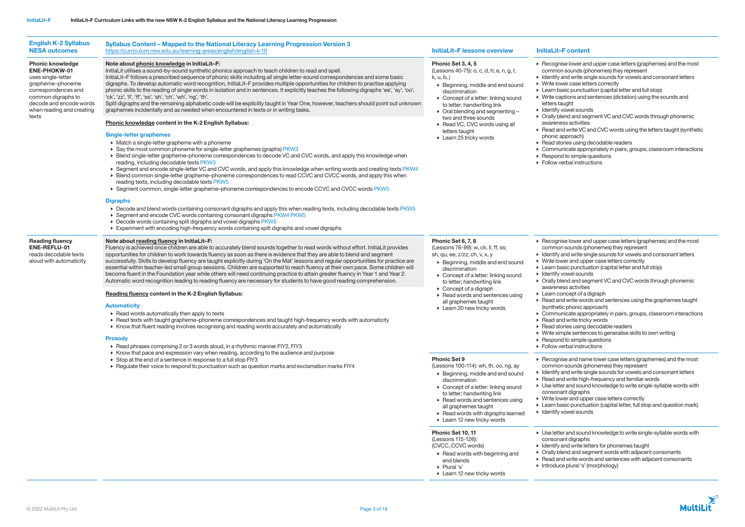| English K-2 Syllabus NESA outcomes | Syllabus Content – Mapped to the National Literacy Learning Progression Version 3 https://curriculum.nsw.edu.au/learning-areas/english/english-k-10 | InitiaLit–F lessons overview | InitiaLit–F content |
|---|---|---|---|
| **Phonic knowledge** **ENE-PHOKW-01** uses single-letter grapheme–phoneme correspondences and common digraphs to decode and encode words when reading and creating texts | **Note about phonic knowledge in InitiaLit–F:** InitiaLit utilises a sound-by-sound synthetic phonics approach to teach children to read and spell. InitiaLit–F follows a prescribed sequence of phonic skills including all single letter-sound correspondences and some basic digraphs. To develop automatic word recognition, InitiaLit–F provides multiple opportunities for children to practise applying phonic skills to the reading of single words in isolation and in sentences. It explicitly teaches the following digraphs 'ee', 'ay', 'oo', 'ck', 'zz', 'll', 'ff', 'ss', 'sh', 'ch', 'wh', 'ng', 'th'. Split digraphs and the remaining alphabetic code will be explicitly taught in Year One, however, teachers should point out unknown graphemes incidentally and as needed when encountered in texts or in writing tasks.<br><br>**Phonic knowledge content in the K-2 English Syllabus:**<br><br>**Single-letter graphemes**<br>▸ Match a single-letter grapheme with a phoneme<br>▸ Say the most common phoneme for single-letter graphemes (graphs) PKW3<br>▸ Blend single-letter grapheme–phoneme correspondences to decode VC and CVC words, and apply this knowledge when reading, including decodable texts PKW3<br>▸ Segment and encode single-letter VC and CVC words, and apply this knowledge when writing words and creating texts PKW4<br>▸ Blend common single-letter grapheme–phoneme correspondences to read CCVC and CVCC words, and apply this when reading texts, including decodable texts PKW5<br>▸ Segment common, single-letter grapheme–phoneme correspondences to encode CCVC and CVCC words PKW5<br><br>**Digraphs**<br>▸ Decode and blend words containing consonant digraphs and apply this when reading texts, including decodable texts PKW5<br>▸ Segment and encode CVC words containing consonant digraphs PKW4 PKW5<br>▸ Decode words containing split digraphs and vowel digraphs PKW5<br>▸ Experiment with encoding high-frequency words containing split digraphs and vowel digraphs | **Phonic Set 3, 4, 5** (Lessons 40-75): o, c, d, h; e, n, g, l; k, u, b, j<br>▸ Beginning, middle and end sound discrimination<br>▸ Concept of a letter: linking sound to letter; handwriting link<br>▸ Oral blending and segmenting – two and three sounds<br>▸ Read VC, CVC words using all letters taught<br>▸ Learn 25 tricky words | ▸ Recognise lower and upper case letters (graphemes) and the most common sounds (phonemes) they represent<br>▸ Identify and write single sounds for vowels and consonant letters<br>▸ Write lower case letters correctly<br>▸ Learn basic punctuation (capital letter and full stop)<br>▸ Write captions and sentences (dictation) using the sounds and letters taught<br>▸ Identify vowel sounds<br>▸ Orally blend and segment VC and CVC words through phonemic awareness activities<br>▸ Read and write VC and CVC words using the letters taught (synthetic phonic approach)<br>▸ Read stories using decodable readers<br>▸ Communicate appropriately in pairs, groups, classroom interactions<br>▸ Respond to simple questions<br>▸ Follow verbal instructions |
| **Reading fluency** **ENE-REFLU-01** reads decodable texts aloud with automaticity | **Note about reading fluency in InitiaLit–F:** Fluency is achieved once children are able to accurately blend sounds together to read words without effort. InitiaLit provides opportunities for children to work towards fluency as soon as there is evidence that they are able to blend and segment successfully. Skills to develop fluency are taught explicitly during 'On the Mat' lessons and regular opportunities for practice are essential within teacher-led small group sessions. Children are supported to reach fluency at their own pace. Some children will become fluent in the Foundation year while others will need continuing practice to attain greater fluency in Year 1 and Year 2. Automatic word recognition leading to reading fluency are necessary for students to have good reading comprehension.<br><br>**Reading fluency content in the K-2 English Syllabus:**<br><br>**Automaticity**<br>▸ Read words automatically then apply to texts<br>▸ Read texts with taught grapheme–phoneme correspondences and taught high-frequency words with automaticity<br>▸ Know that fluent reading involves recognising and reading words accurately and automatically<br><br>**Prosody**<br>▸ Read phrases comprising 2 or 3 words aloud, in a rhythmic manner FlY2, FlY3<br>▸ Know that pace and expression vary when reading, according to the audience and purpose<br>▸ Stop at the end of a sentence in response to a full stop FlY3<br>▸ Regulate their voice to respond to punctuation such as question marks and exclamation marks FlY4 | **Phonic Set 6, 7, 8** (Lessons 76-99): w, ck, ll, ff, ss; sh, qu, ee, z/zz; ch, v, x, y<br>▸ Beginning, middle and end sound discrimination<br>▸ Concept of a letter: linking sound to letter; handwriting link<br>▸ Concept of a digraph<br>▸ Read words and sentences using all graphemes taught<br>▸ Learn 20 new tricky words | ▸ Recognise lower and upper case letters (graphemes) and the most common sounds (phonemes) they represent<br>▸ Identify and write single sounds for vowels and consonant letters<br>▸ Write lower and upper case letters correctly<br>▸ Learn basic punctuation (capital letter and full stop)<br>▸ Identify vowel sounds<br>▸ Orally blend and segment VC and CVC words through phonemic awareness activities<br>▸ Learn concept of a digraph<br>▸ Read and write words and sentences using the graphemes taught (synthetic phonic approach)<br>▸ Communicate appropriately in pairs, groups, classroom interactions<br>▸ Read and write tricky words<br>▸ Read stories using decodable readers<br>▸ Write simple sentences to generalise skills to own writing<br>▸ Respond to simple questions<br>▸ Follow verbal instructions |
| | | **Phonic Set 9** (Lessons 100-114): wh, th, oo, ng, ay<br>▸ Beginning, middle and end sound discrimination<br>▸ Concept of a letter: linking sound to letter; handwriting link<br>▸ Read words and sentences using all graphemes taught<br>▸ Read words with digraphs learned<br>▸ Learn 12 new tricky words | ▸ Recognise and name lower case letters (graphemes) and the most common sounds (phonemes) they represent<br>▸ Identify and write single sounds for vowels and consonant letters<br>▸ Read and write high-frequency and familiar words<br>▸ Use letter and sound knowledge to write single-syllable words with consonant digraphs<br>▸ Write lower and upper case letters correctly<br>▸ Learn basic punctuation (capital letter, full stop and question mark)<br>▸ Identify vowel sounds |
| | | **Phonic Set 10, 11** (Lessons 115-126): (CVCC, CCVC words)<br>▸ Read words with beginning and end blends<br>▸ Plural 's'<br>▸ Learn 12 new tricky words | ▸ Use letter and sound knowledge to write single-syllable words with consonant digraphs<br>▸ Identify and write letters for phonemes taught<br>▸ Orally blend and segment words with adjacent consonants<br>▸ Read and write words and sentences with adjacent consonants<br>▸ Introduce plural 's' (morphology) |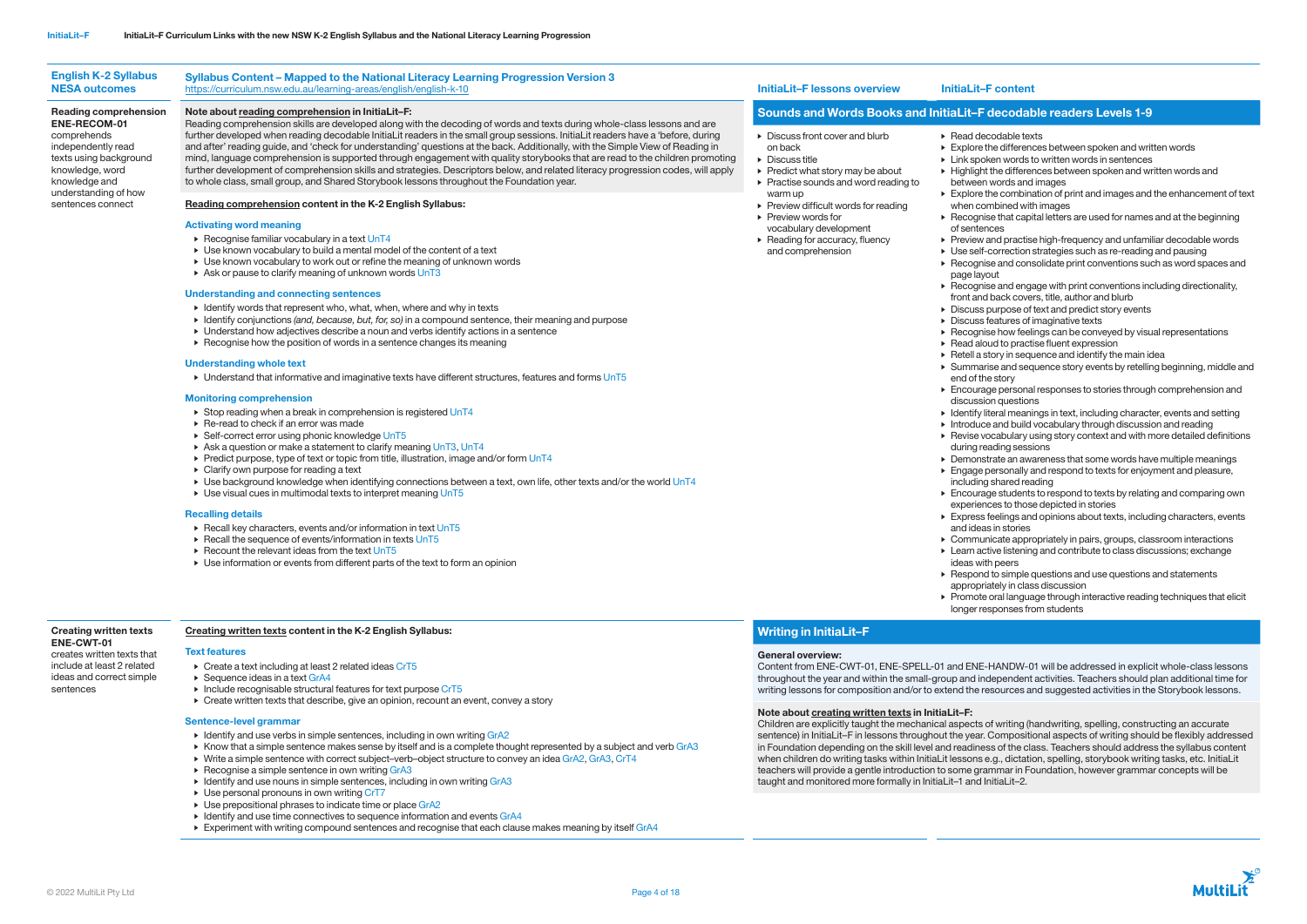| English K-2 Syllabus NESA outcomes | Syllabus Content – Mapped to the National Literacy Learning Progression Version 3 https://curriculum.nsw.edu.au/learning-areas/english/english-k-10 | InitiaLit–F lessons overview | InitiaLit–F content |
|---|---|---|---|

## Reading comprehension

**ENE-RECOM-01**
comprehends independently read texts using background knowledge, word knowledge and understanding of how sentences connect

**Note about reading comprehension in InitiaLit–F:**
Reading comprehension skills are developed along with the decoding of words and texts during whole-class lessons and are further developed when reading decodable InitiaLit readers in the small group sessions. InitiaLit readers have a 'before, during and after' reading guide, and 'check for understanding' questions at the back. Additionally, with the Simple View of Reading in mind, language comprehension is supported through engagement with quality storybooks that are read to the children promoting further development of comprehension skills and strategies. Descriptors below, and related literacy progression codes, will apply to whole class, small group, and Shared Storybook lessons throughout the Foundation year.

**Reading comprehension content in the K-2 English Syllabus:**

### Activating word meaning

- Recognise familiar vocabulary in a text UnT4
- Use known vocabulary to build a mental model of the content of a text
- Use known vocabulary to work out or refine the meaning of unknown words
- Ask or pause to clarify meaning of unknown words UnT3

### Understanding and connecting sentences

- Identify words that represent who, what, when, where and why in texts
- Identify conjunctions *(and, because, but, for, so)* in a compound sentence, their meaning and purpose
- Understand how adjectives describe a noun and verbs identify actions in a sentence
- Recognise how the position of words in a sentence changes its meaning

### Understanding whole text

- Understand that informative and imaginative texts have different structures, features and forms UnT5

### Monitoring comprehension

- Stop reading when a break in comprehension is registered UnT4
- Re-read to check if an error was made
- Self-correct error using phonic knowledge UnT5
- Ask a question or make a statement to clarify meaning UnT3, UnT4
- Predict purpose, type of text or topic from title, illustration, image and/or form UnT4
- Clarify own purpose for reading a text
- Use background knowledge when identifying connections between a text, own life, other texts and/or the world UnT4
- Use visual cues in multimodal texts to interpret meaning UnT5

### Recalling details

- Recall key characters, events and/or information in text UnT5
- Recall the sequence of events/information in texts UnT5
- Recount the relevant ideas from the text UnT5
- Use information or events from different parts of the text to form an opinion

### Sounds and Words Books and InitiaLit–F decodable readers Levels 1-9

**InitiaLit–F lessons overview**

- Discuss front cover and blurb on back
- Discuss title
- Predict what story may be about
- Practise sounds and word reading to warm up
- Preview difficult words for reading
- Preview words for vocabulary development
- Reading for accuracy, fluency and comprehension

**InitiaLit–F content**

- Read decodable texts
- Explore the differences between spoken and written words
- Link spoken words to written words in sentences
- Highlight the differences between spoken and written words and between words and images
- Explore the combination of print and images and the enhancement of text when combined with images
- Recognise that capital letters are used for names and at the beginning of sentences
- Preview and practise high-frequency and unfamiliar decodable words
- Use self-correction strategies such as re-reading and pausing
- Recognise and consolidate print conventions such as word spaces and page layout
- Recognise and engage with print conventions including directionality, front and back covers, title, author and blurb
- Discuss purpose of text and predict story events
- Discuss features of imaginative texts
- Recognise how feelings can be conveyed by visual representations
- Read aloud to practise fluent expression
- Retell a story in sequence and identify the main idea
- Summarise and sequence story events by retelling beginning, middle and end of the story
- Encourage personal responses to stories through comprehension and discussion questions
- Identify literal meanings in text, including character, events and setting
- Introduce and build vocabulary through discussion and reading
- Revise vocabulary using story context and with more detailed definitions during reading sessions
- Demonstrate an awareness that some words have multiple meanings
- Engage personally and respond to texts for enjoyment and pleasure, including shared reading
- Encourage students to respond to texts by relating and comparing own experiences to those depicted in stories
- Express feelings and opinions about texts, including characters, events and ideas in stories
- Communicate appropriately in pairs, groups, classroom interactions
- Learn active listening and contribute to class discussions; exchange ideas with peers
- Respond to simple questions and use questions and statements appropriately in class discussion
- Promote oral language through interactive reading techniques that elicit longer responses from students

## Creating written texts

**ENE-CWT-01**
creates written texts that include at least 2 related ideas and correct simple sentences

**Creating written texts content in the K-2 English Syllabus:**

### Text features

- Create a text including at least 2 related ideas CrT5
- Sequence ideas in a text GrA4
- Include recognisable structural features for text purpose CrT5
- Create written texts that describe, give an opinion, recount an event, convey a story

### Sentence-level grammar

- Identify and use verbs in simple sentences, including in own writing GrA2
- Know that a simple sentence makes sense by itself and is a complete thought represented by a subject and verb GrA3
- Write a simple sentence with correct subject–verb–object structure to convey an idea GrA2, GrA3, CrT4
- Recognise a simple sentence in own writing GrA3
- Identify and use nouns in simple sentences, including in own writing GrA3
- Use personal pronouns in own writing CrT7
- Use prepositional phrases to indicate time or place GrA2
- Identify and use time connectives to sequence information and events GrA4
- Experiment with writing compound sentences and recognise that each clause makes meaning by itself GrA4

### Writing in InitiaLit–F

**General overview:**
Content from ENE-CWT-01, ENE-SPELL-01 and ENE-HANDW-01 will be addressed in explicit whole-class lessons throughout the year and within the small-group and independent activities. Teachers should plan additional time for writing lessons for composition and/or to extend the resources and suggested activities in the Storybook lessons.

**Note about creating written texts in InitiaLit–F:**
Children are explicitly taught the mechanical aspects of writing (handwriting, spelling, constructing an accurate sentence) in InitiaLit–F in lessons throughout the year. Compositional aspects of writing should be flexibly addressed in Foundation depending on the skill level and readiness of the class. Teachers should address the syllabus content when children do writing tasks within InitiaLit lessons e.g., dictation, spelling, storybook writing tasks, etc. InitiaLit teachers will provide a gentle introduction to some grammar in Foundation, however grammar concepts will be taught and monitored more formally in InitiaLit–1 and InitiaLit–2.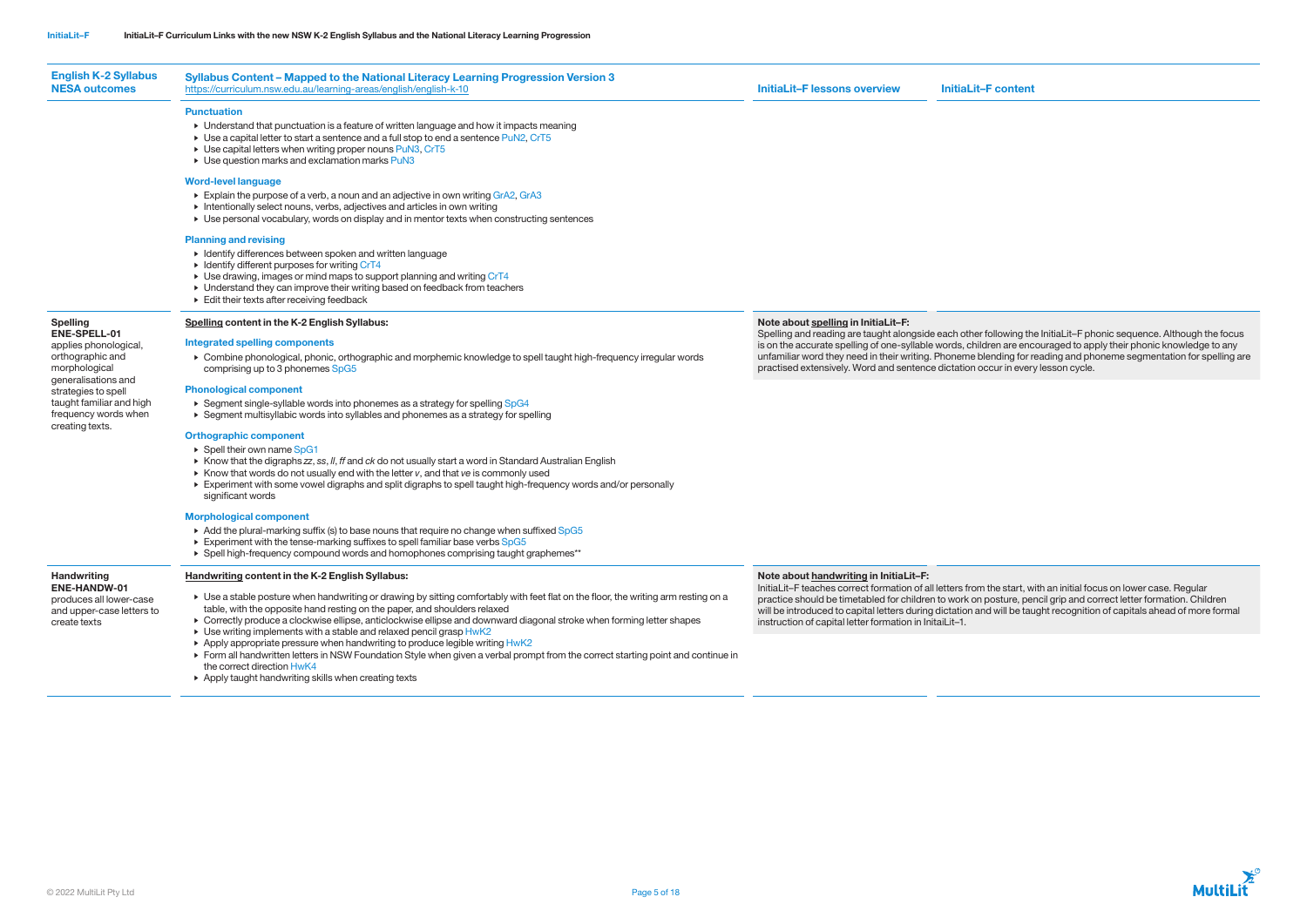| English K-2 Syllabus NESA outcomes | Syllabus Content – Mapped to the National Literacy Learning Progression Version 3 https://curriculum.nsw.edu.au/learning-areas/english/english-k-10 | InitiaLit–F lessons overview | InitiaLit–F content |
|---|---|---|---|
| | **Punctuation**<br>▸ Understand that punctuation is a feature of written language and how it impacts meaning<br>▸ Use a capital letter to start a sentence and a full stop to end a sentence PuN2, CrT5<br>▸ Use capital letters when writing proper nouns PuN3, CrT5<br>▸ Use question marks and exclamation marks PuN3<br><br>**Word-level language**<br>▸ Explain the purpose of a verb, a noun and an adjective in own writing GrA2, GrA3<br>▸ Intentionally select nouns, verbs, adjectives and articles in own writing<br>▸ Use personal vocabulary, words on display and in mentor texts when constructing sentences<br><br>**Planning and revising**<br>▸ Identify differences between spoken and written language<br>▸ Identify different purposes for writing CrT4<br>▸ Use drawing, images or mind maps to support planning and writing CrT4<br>▸ Understand they can improve their writing based on feedback from teachers<br>▸ Edit their texts after receiving feedback | | |
| **Spelling**<br>**ENE-SPELL-01**<br>applies phonological, orthographic and morphological generalisations and strategies to spell taught familiar and high frequency words when creating texts. | **Spelling content in the K-2 English Syllabus:**<br><br>**Integrated spelling components**<br>▸ Combine phonological, phonic, orthographic and morphemic knowledge to spell taught high-frequency irregular words comprising up to 3 phonemes SpG5<br><br>**Phonological component**<br>▸ Segment single-syllable words into phonemes as a strategy for spelling SpG4<br>▸ Segment multisyllabic words into syllables and phonemes as a strategy for spelling<br><br>**Orthographic component**<br>▸ Spell their own name SpG1<br>▸ Know that the digraphs *zz*, *ss*, *ll*, *ff* and *ck* do not usually start a word in Standard Australian English<br>▸ Know that words do not usually end with the letter *v*, and that *ve* is commonly used<br>▸ Experiment with some vowel digraphs and split digraphs to spell taught high-frequency words and/or personally significant words<br><br>**Morphological component**<br>▸ Add the plural-marking suffix (s) to base nouns that require no change when suffixed SpG5<br>▸ Experiment with the tense-marking suffixes to spell familiar base verbs SpG5<br>▸ Spell high-frequency compound words and homophones comprising taught graphemes** | **Note about spelling in InitiaLit–F:**<br>Spelling and reading are taught alongside each other following the InitiaLit–F phonic sequence. Although the focus is on the accurate spelling of one-syllable words, children are encouraged to apply their phonic knowledge to any unfamiliar word they need in their writing. Phoneme blending for reading and phoneme segmentation for spelling are practised extensively. Word and sentence dictation occur in every lesson cycle. | |
| **Handwriting**<br>**ENE-HANDW-01**<br>produces all lower-case and upper-case letters to create texts | **Handwriting content in the K-2 English Syllabus:**<br><br>▸ Use a stable posture when handwriting or drawing by sitting comfortably with feet flat on the floor, the writing arm resting on a table, with the opposite hand resting on the paper, and shoulders relaxed<br>▸ Correctly produce a clockwise ellipse, anticlockwise ellipse and downward diagonal stroke when forming letter shapes<br>▸ Use writing implements with a stable and relaxed pencil grasp HwK2<br>▸ Apply appropriate pressure when handwriting to produce legible writing HwK2<br>▸ Form all handwritten letters in NSW Foundation Style when given a verbal prompt from the correct starting point and continue in the correct direction HwK4<br>▸ Apply taught handwriting skills when creating texts | **Note about handwriting in InitiaLit–F:**<br>InitiaLit–F teaches correct formation of all letters from the start, with an initial focus on lower case. Regular practice should be timetabled for children to work on posture, pencil grip and correct letter formation. Children will be introduced to capital letters during dictation and will be taught recognition of capitals ahead of more formal instruction of capital letter formation in InitaiLit–1. | |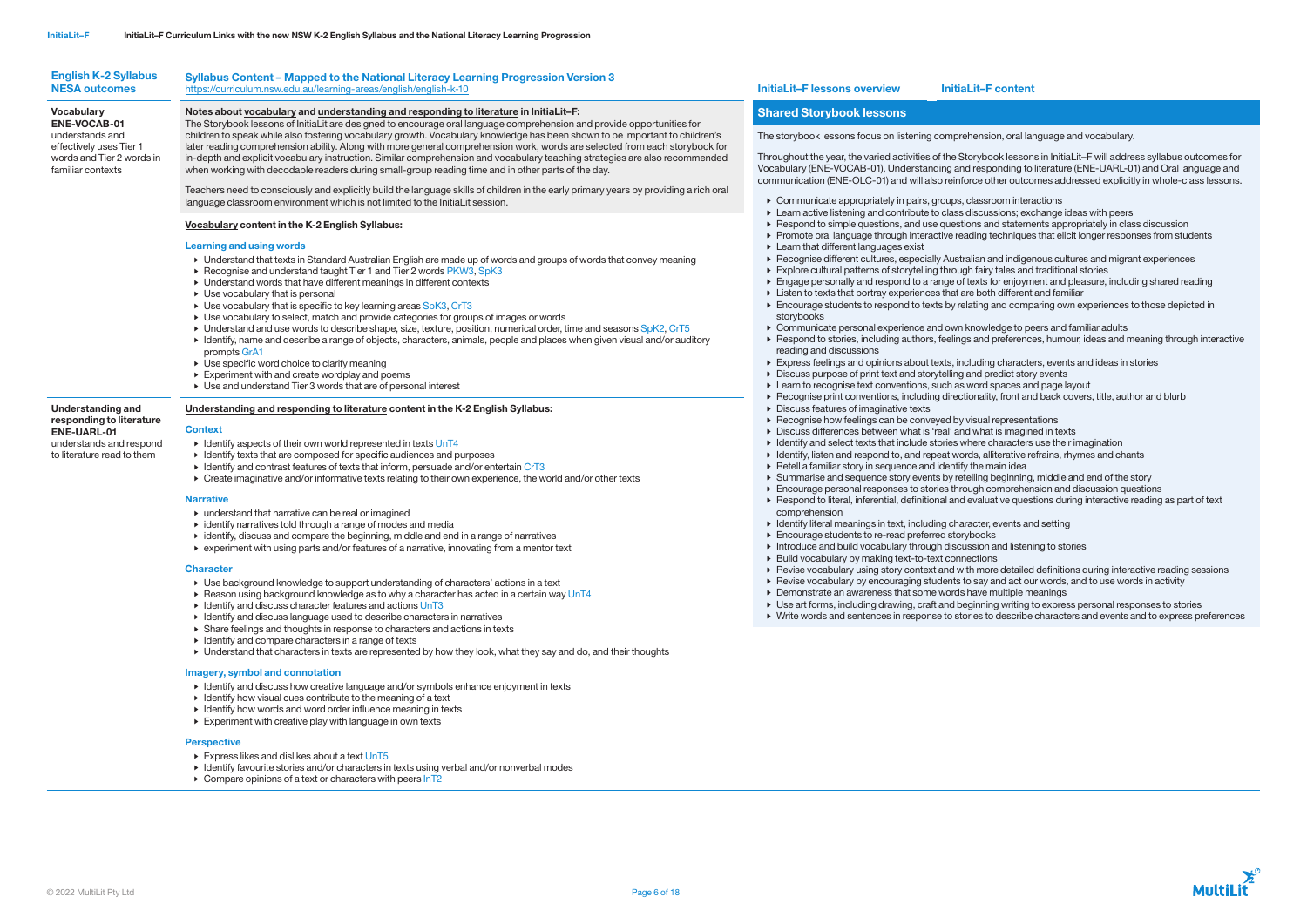| English K-2 Syllabus NESA outcomes | Syllabus Content – Mapped to the National Literacy Learning Progression Version 3 https://curriculum.nsw.edu.au/learning-areas/english/english-k-10 |
|---|---|
| **Vocabulary ENE-VOCAB-01** understands and effectively uses Tier 1 words and Tier 2 words in familiar contexts | **Notes about vocabulary and understanding and responding to literature in InitiaLit–F:** The Storybook lessons of InitiaLit are designed to encourage oral language comprehension and provide opportunities for children to speak while also fostering vocabulary growth. Vocabulary knowledge has been shown to be important to children's later reading comprehension ability. Along with more general comprehension work, words are selected from each storybook for in-depth and explicit vocabulary instruction. Similar comprehension and vocabulary teaching strategies are also recommended when working with decodable readers during small-group reading time and in other parts of the day.<br><br>Teachers need to consciously and explicitly build the language skills of children in the early primary years by providing a rich oral language classroom environment which is not limited to the InitiaLit session.<br><br>**Vocabulary content in the K-2 English Syllabus:**<br><br>**Learning and using words**<br>▸ Understand that texts in Standard Australian English are made up of words and groups of words that convey meaning<br>▸ Recognise and understand taught Tier 1 and Tier 2 words PKW3, SpK3<br>▸ Understand words that have different meanings in different contexts<br>▸ Use vocabulary that is personal<br>▸ Use vocabulary that is specific to key learning areas SpK3, CrT3<br>▸ Use vocabulary to select, match and provide categories for groups of images or words<br>▸ Understand and use words to describe shape, size, texture, position, numerical order, time and seasons SpK2, CrT5<br>▸ Identify, name and describe a range of objects, characters, animals, people and places when given visual and/or auditory prompts GrA1<br>▸ Use specific word choice to clarify meaning<br>▸ Experiment with and create wordplay and poems<br>▸ Use and understand Tier 3 words that are of personal interest |
| **Understanding and responding to literature ENE-UARL-01** understands and respond to literature read to them | **Understanding and responding to literature content in the K-2 English Syllabus:**<br><br>**Context**<br>▸ Identify aspects of their own world represented in texts UnT4<br>▸ Identify texts that are composed for specific audiences and purposes<br>▸ Identify and contrast features of texts that inform, persuade and/or entertain CrT3<br>▸ Create imaginative and/or informative texts relating to their own experience, the world and/or other texts<br><br>**Narrative**<br>▸ understand that narrative can be real or imagined<br>▸ identify narratives told through a range of modes and media<br>▸ identify, discuss and compare the beginning, middle and end in a range of narratives<br>▸ experiment with using parts and/or features of a narrative, innovating from a mentor text<br><br>**Character**<br>▸ Use background knowledge to support understanding of characters' actions in a text<br>▸ Reason using background knowledge as to why a character has acted in a certain way UnT4<br>▸ Identify and discuss character features and actions UnT3<br>▸ Identify and discuss language used to describe characters in narratives<br>▸ Share feelings and thoughts in response to characters and actions in texts<br>▸ Identify and compare characters in a range of texts<br>▸ Understand that characters in texts are represented by how they look, what they say and do, and their thoughts<br><br>**Imagery, symbol and connotation**<br>▸ Identify and discuss how creative language and/or symbols enhance enjoyment in texts<br>▸ Identify how visual cues contribute to the meaning of a text<br>▸ Identify how words and word order influence meaning in texts<br>▸ Experiment with creative play with language in own texts<br><br>**Perspective**<br>▸ Express likes and dislikes about a text UnT5<br>▸ Identify favourite stories and/or characters in texts using verbal and/or nonverbal modes<br>▸ Compare opinions of a text or characters with peers InT2 |

**InitiaLit–F lessons overview** | **InitiaLit–F content**

## Shared Storybook lessons

The storybook lessons focus on listening comprehension, oral language and vocabulary.

Throughout the year, the varied activities of the Storybook lessons in InitiaLit–F will address syllabus outcomes for Vocabulary (ENE-VOCAB-01), Understanding and responding to literature (ENE-UARL-01) and Oral language and communication (ENE-OLC-01) and will also reinforce other outcomes addressed explicitly in whole-class lessons.

- Communicate appropriately in pairs, groups, classroom interactions
- Learn active listening and contribute to class discussions; exchange ideas with peers
- Respond to simple questions, and use questions and statements appropriately in class discussion
- Promote oral language through interactive reading techniques that elicit longer responses from students
- Learn that different languages exist
- Recognise different cultures, especially Australian and indigenous cultures and migrant experiences
- Explore cultural patterns of storytelling through fairy tales and traditional stories
- Engage personally and respond to a range of texts for enjoyment and pleasure, including shared reading
- Listen to texts that portray experiences that are both different and familiar
- Encourage students to respond to texts by relating and comparing own experiences to those depicted in storybooks
- Communicate personal experience and own knowledge to peers and familiar adults
- Respond to stories, including authors, feelings and preferences, humour, ideas and meaning through interactive reading and discussions
- Express feelings and opinions about texts, including characters, events and ideas in stories
- Discuss purpose of print text and storytelling and predict story events
- Learn to recognise text conventions, such as word spaces and page layout
- Recognise print conventions, including directionality, front and back covers, title, author and blurb
- Discuss features of imaginative texts
- Recognise how feelings can be conveyed by visual representations
- Discuss differences between what is 'real' and what is imagined in texts
- Identify and select texts that include stories where characters use their imagination
- Identify, listen and respond to, and repeat words, alliterative refrains, rhymes and chants
- Retell a familiar story in sequence and identify the main idea
- Summarise and sequence story events by retelling beginning, middle and end of the story
- Encourage personal responses to stories through comprehension and discussion questions
- Respond to literal, inferential, definitional and evaluative questions during interactive reading as part of text comprehension
- Identify literal meanings in text, including character, events and setting
- Encourage students to re-read preferred storybooks
- Introduce and build vocabulary through discussion and listening to stories
- Build vocabulary by making text-to-text connections
- Revise vocabulary using story context and with more detailed definitions during interactive reading sessions
- Revise vocabulary by encouraging students to say and act our words, and to use words in activity
- Demonstrate an awareness that some words have multiple meanings
- Use art forms, including drawing, craft and beginning writing to express personal responses to stories
- Write words and sentences in response to stories to describe characters and events and to express preferences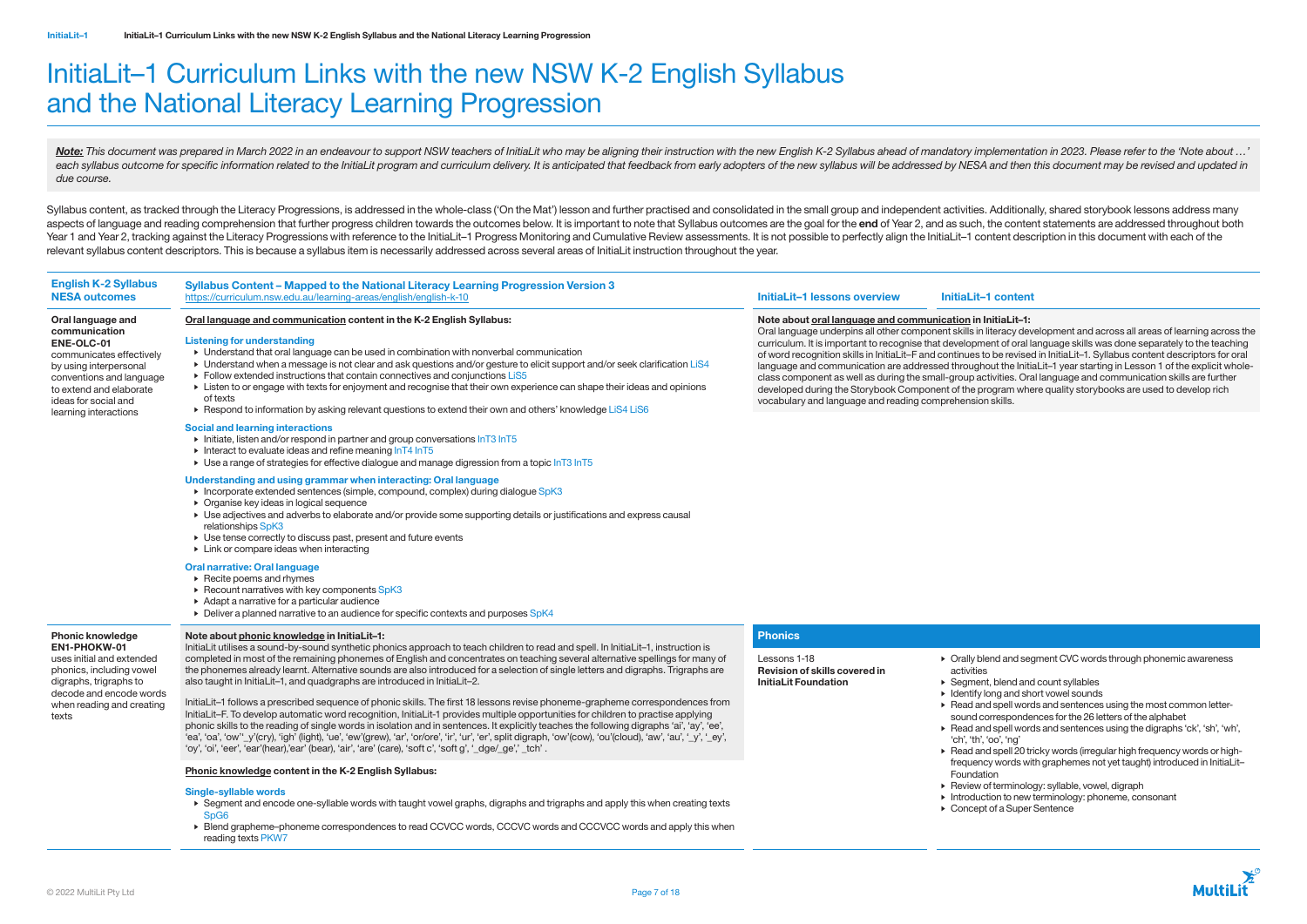# InitiaLit–1 Curriculum Links with the new NSW K-2 English Syllabus and the National Literacy Learning Progression

***Note:*** *This document was prepared in March 2022 in an endeavour to support NSW teachers of InitialLit who may be aligning their instruction with the new English K-2 Syllabus ahead of mandatory implementation in 2023. Please refer to the 'Note about …' each syllabus outcome for specific information related to the InitiaLit program and curriculum delivery. It is anticipated that feedback from early adopters of the new syllabus will be addressed by NESA and then this document may be revised and updated in due course.*

Syllabus content, as tracked through the Literacy Progressions, is addressed in the whole-class ('On the Mat') lesson and further practised and consolidated in the small group and independent activities. Additionally, shared storybook lessons address many aspects of language and reading comprehension that further progress children towards the outcomes below. It is important to note that Syllabus outcomes are the goal for the **end** of Year 2, and as such, the content statements are addressed throughout both Year 1 and Year 2, tracking against the Literacy Progressions with reference to the InitiaLit–1 Progress Monitoring and Cumulative Review assessments. It is not possible to perfectly align the InitiaLit–1 content description in this document with each of the relevant syllabus content descriptors. This is because a syllabus item is necessarily addressed across several areas of InitiaLit instruction throughout the year.

| English K-2 Syllabus NESA outcomes | Syllabus Content – Mapped to the National Literacy Learning Progression Version 3 https://curriculum.nsw.edu.au/learning-areas/english/english-k-10 | InitiaLit–1 lessons overview | InitiaLit–1 content |
|---|---|---|---|
| **Oral language and communication ENE-OLC-01** communicates effectively by using interpersonal conventions and language to extend and elaborate ideas for social and learning interactions | **<u>Oral language and communication</u> content in the K-2 English Syllabus:**<br><br>**Listening for understanding**<br>▸ Understand that oral language can be used in combination with nonverbal communication<br>▸ Understand when a message is not clear and ask questions and/or gesture to elicit support and/or seek clarification LiS4<br>▸ Follow extended instructions that contain connectives and conjunctions LiS5<br>▸ Listen to or engage with texts for enjoyment and recognise that their own experience can shape their ideas and opinions of texts<br>▸ Respond to information by asking relevant questions to extend their own and others' knowledge LiS4 LiS6<br><br>**Social and learning interactions**<br>▸ Initiate, listen and/or respond in partner and group conversations InT3 InT5<br>▸ Interact to evaluate ideas and refine meaning InT4 InT5<br>▸ Use a range of strategies for effective dialogue and manage digression from a topic InT3 InT5<br><br>**Understanding and using grammar when interacting: Oral language**<br>▸ Incorporate extended sentences (simple, compound, complex) during dialogue SpK3<br>▸ Organise key ideas in logical sequence<br>▸ Use adjectives and adverbs to elaborate and/or provide some supporting details or justifications and express causal relationships SpK3<br>▸ Use tense correctly to discuss past, present and future events<br>▸ Link or compare ideas when interacting<br><br>**Oral narrative: Oral language**<br>▸ Recite poems and rhymes<br>▸ Recount narratives with key components SpK3<br>▸ Adapt a narrative for a particular audience<br>▸ Deliver a planned narrative to an audience for specific contexts and purposes SpK4 | **Note about <u>oral language and communication</u> in InitiaLit–1:**<br>Oral language underpins all other component skills in literacy development and across all areas of learning across the curriculum. It is important to recognise that development of oral language skills was done separately to the teaching of word recognition skills in InitiaLit–F and continues to be revised in InitiaLit–1. Syllabus content descriptors for oral language and communication are addressed throughout the InitiaLit–1 year starting in Lesson 1 of the explicit whole-class component as well as during the small-group activities. Oral language and communication skills are further developed during the Storybook Component of the program where quality storybooks are used to develop rich vocabulary and language and reading comprehension skills. | |
| **Phonic knowledge EN1-PHOKW-01** uses initial and extended phonics, including vowel digraphs, trigraphs to decode and encode words when reading and creating texts | **Note about <u>phonic knowledge</u> in InitiaLit–1:**<br>InitiaLit utilises a sound-by-sound synthetic phonics approach to teach children to read and spell. In InitiaLit–1, instruction is completed in most of the remaining phonemes of English and concentrates on teaching several alternative spellings for many of the phonemes already learnt. Alternative sounds are also introduced for a selection of single letters and digraphs. Trigraphs are also taught in InitiaLit–1, and quadgraphs are introduced in InitiaLit–2.<br><br>InitiaLit–1 follows a prescribed sequence of phonic skills. The first 18 lessons revise phoneme-grapheme correspondences from InitiaLit–F. To develop automatic word recognition, InitiaLit-1 provides multiple opportunities for children to practise applying phonic skills to the reading of single words in isolation and in sentences. It explicitly teaches the following digraphs 'ai', 'ay', 'ee', 'ea', 'oa', 'ow''_y'(cry), 'igh' (light), 'ue', 'ew'(grew), 'ar', 'or/ore', 'ir', 'ur', 'er', split digraph, 'ow'(cow), 'ou'(cloud), 'aw', 'au', '_y', '_ey', 'oy', 'oi', 'eer', 'ear'(hear),'ear' (bear), 'air', 'are' (care), 'soft c', 'soft g', '_dge/_ge',' _tch' .<br><br>**<u>Phonic knowledge</u> content in the K-2 English Syllabus:**<br><br>**Single-syllable words**<br>▸ Segment and encode one-syllable words with taught vowel graphs, digraphs and trigraphs and apply this when creating texts SpG6<br>▸ Blend grapheme–phoneme correspondences to read CCVCC words, CCCVC words and CCCVCC words and apply this when reading texts PKW7 | **Phonics**<br><br>Lessons 1-18<br>**Revision of skills covered in InitiaLit Foundation** | ▸ Orally blend and segment CVC words through phonemic awareness activities<br>▸ Segment, blend and count syllables<br>▸ Identify long and short vowel sounds<br>▸ Read and spell words and sentences using the most common letter-sound correspondences for the 26 letters of the alphabet<br>▸ Read and spell words and sentences using the digraphs 'ck', 'sh', 'wh', 'ch', 'th', 'oo', 'ng'<br>▸ Read and spell 20 tricky words (irregular high frequency words or high-frequency words with graphemes not yet taught) introduced in InitiaLit–Foundation<br>▸ Review of terminology: syllable, vowel, digraph<br>▸ Introduction to new terminology: phoneme, consonant<br>▸ Concept of a Super Sentence |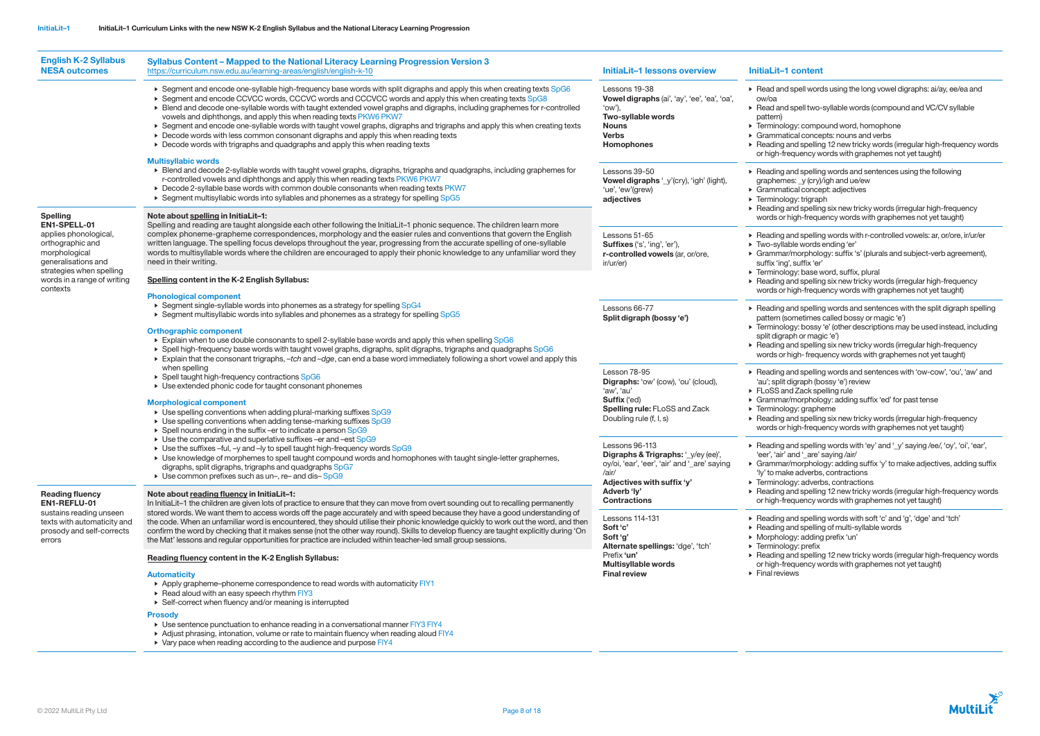| English K-2 Syllabus NESA outcomes | Syllabus Content – Mapped to the National Literacy Learning Progression Version 3 https://curriculum.nsw.edu.au/learning-areas/english/english-k-10 | InitiaLit–1 lessons overview | InitiaLit–1 content |
|---|---|---|---|
| | ▸ Segment and encode one-syllable high-frequency base words with split digraphs and apply this when creating texts SpG6<br>▸ Segment and encode CCVCC words, CCCVC words and CCCVCC words and apply this when creating texts SpG8<br>▸ Blend and decode one-syllable words with taught extended vowel graphs and digraphs, including graphemes for r-controlled vowels and diphthongs, and apply this when reading texts PKW6 PKW7<br>▸ Segment and encode one-syllable words with taught vowel graphs, digraphs and trigraphs and apply this when creating texts<br>▸ Decode words with less common consonant digraphs and apply this when reading texts<br>▸ Decode words with trigraphs and quadgraphs and apply this when reading texts<br><br>**Multisyllabic words**<br>▸ Blend and decode 2-syllable words with taught vowel graphs, digraphs, trigraphs and quadgraphs, including graphemes for r-controlled vowels and diphthongs and apply this when reading texts PKW6 PKW7<br>▸ Decode 2-syllable base words with common double consonants when reading texts PKW7<br>▸ Segment multisyllabic words into syllables and phonemes as a strategy for spelling SpG5 | Lessons 19-38<br>**Vowel digraphs** ('ai', 'ay', 'ee', 'ea', 'oa', 'ow'),<br>**Two-syllable words**<br>**Nouns**<br>**Verbs**<br>**Homophones**<br><br>Lessons 39-50<br>**Vowel digraphs** '_y'(cry), 'igh' (light), 'ue', 'ew'(grew)<br>**adjectives** | ▸ Read and spell words using the long vowel digraphs: ai/ay, ee/ea and ow/oa<br>▸ Read and spell two-syllable words (compound and VC/CV syllable pattern)<br>▸ Terminology: compound word, homophone<br>▸ Grammatical concepts: nouns and verbs<br>▸ Reading and spelling 12 new tricky words (irregular high-frequency words or high-frequency words with graphemes not yet taught)<br><br>▸ Reading and spelling words and sentences using the following graphemes: _y (cry)/igh and ue/ew<br>▸ Grammatical concept: adjectives<br>▸ Terminology: trigraph<br>▸ Reading and spelling six new tricky words (irregular high-frequency words or high-frequency words with graphemes not yet taught) |
| **Spelling EN1-SPELL-01**<br>applies phonological, orthographic and morphological generalisations and strategies when spelling words in a range of writing contexts | **Note about spelling in InitiaLit–1:**<br>Spelling and reading are taught alongside each other following the InitiaLit–1 phonic sequence. The children learn more complex phoneme-grapheme correspondences, morphology and the easier rules and conventions that govern the English written language. The spelling focus develops throughout the year, progressing from the accurate spelling of one-syllable words to multisyllable words where the children are encouraged to apply their phonic knowledge to any unfamiliar word they need in their writing.<br><br>**Spelling content in the K-2 English Syllabus:**<br><br>**Phonological component**<br>▸ Segment single-syllable words into phonemes as a strategy for spelling SpG4<br>▸ Segment multisyllabic words into syllables and phonemes as a strategy for spelling SpG5<br><br>**Orthographic component**<br>▸ Explain when to use double consonants to spell 2-syllable base words and apply this when spelling SpG6<br>▸ Spell high-frequency base words with taught vowel graphs, digraphs, split digraphs, trigraphs and quadgraphs SpG6<br>▸ Explain that the consonant trigraphs, *–tch* and *–dge*, can end a base word immediately following a short vowel and apply this when spelling<br>▸ Spell taught high-frequency contractions SpG6<br>▸ Use extended phonic code for taught consonant phonemes<br><br>**Morphological component**<br>▸ Use spelling conventions when adding plural-marking suffixes SpG9<br>▸ Use spelling conventions when adding tense-marking suffixes SpG9<br>▸ Spell nouns ending in the suffix –er to indicate a person SpG9<br>▸ Use the comparative and superlative suffixes –er and –est SpG9<br>▸ Use the suffixes –ful, –y and –ly to spell taught high-frequency words SpG9<br>▸ Use knowledge of morphemes to spell taught compound words and homophones with taught single-letter graphemes, digraphs, split digraphs, trigraphs and quadgraphs SpG7<br>▸ Use common prefixes such as un–, re– and dis– SpG9 | Lessons 51-65<br>**Suffixes** ('s', 'ing', 'er'),<br>**r-controlled vowels** (ar, or/ore, ir/ur/er)<br><br>Lessons 66-77<br>**Split digraph (bossy 'e')**<br><br>Lesson 78-95<br>**Digraphs:** 'ow' (cow), 'ou' (cloud), 'aw', 'au'<br>**Suffix** ('ed)<br>**Spelling rule:** FLoSS and Zack Doubling rule (f, l, s)<br><br>Lessons 96-113<br>**Digraphs & Trigraphs:** '_y/ey (ee)', oy/oi, 'ear', 'eer', 'air' and '_are' saying /air/<br>**Adjectives with suffix 'y'**<br>**Adverb 'ly'**<br>**Contractions** | ▸ Reading and spelling words with r-controlled vowels: ar, or/ore, ir/ur/er<br>▸ Two-syllable words ending 'er'<br>▸ Grammar/morphology: suffix 's' (plurals and subject-verb agreement), suffix 'ing', suffix 'er'<br>▸ Terminology: base word, suffix, plural<br>▸ Reading and spelling six new tricky words (irregular high-frequency words or high-frequency words with graphemes not yet taught)<br><br>▸ Reading and spelling words and sentences with the split digraph spelling pattern (sometimes called bossy or magic 'e')<br>▸ Terminology: bossy 'e' (other descriptions may be used instead, including split digraph or magic 'e')<br>▸ Reading and spelling six new tricky words (irregular high-frequency words or high- frequency words with graphemes not yet taught)<br><br>▸ Reading and spelling words and sentences with 'ow-cow', 'ou', 'aw' and 'au'; split digraph (bossy 'e') review<br>▸ FLoSS and Zack spelling rule<br>▸ Grammar/morphology: adding suffix 'ed' for past tense<br>▸ Terminology: grapheme<br>▸ Reading and spelling six new tricky words (irregular high-frequency words or high-frequency words with graphemes not yet taught)<br><br>▸ Reading and spelling words with 'ey' and '_y' saying /ee/, 'oy', 'oi', 'ear', 'eer', 'air' and '_are' saying /air/<br>▸ Grammar/morphology: adding suffix 'y' to make adjectives, adding suffix 'ly' to make adverbs, contractions<br>▸ Terminology: adverbs, contractions<br>▸ Reading and spelling 12 new tricky words (irregular high-frequency words or high-frequency words with graphemes not yet taught) |
| **Reading fluency EN1-REFLU-01**<br>sustains reading unseen texts with automaticity and prosody and self-corrects errors | **Note about reading fluency in InitiaLit–1:**<br>In InitiaLit–1 the children are given lots of practice to ensure that they can move from overt sounding out to recalling permanently stored words. We want them to access words off the page accurately and with speed because they have a good understanding of the code. When an unfamiliar word is encountered, they should utilise their phonic knowledge quickly to work out the word, and then confirm the word by checking that it makes sense (not the other way round). Skills to develop fluency are taught explicitly during 'On the Mat' lessons and regular opportunities for practice are included within teacher-led small group sessions.<br><br>**Reading fluency content in the K-2 English Syllabus:**<br><br>**Automaticity**<br>▸ Apply grapheme–phoneme correspondence to read words with automaticity FIY1<br>▸ Read aloud with an easy speech rhythm FIY3<br>▸ Self-correct when fluency and/or meaning is interrupted<br><br>**Prosody**<br>▸ Use sentence punctuation to enhance reading in a conversational manner FIY3 FIY4<br>▸ Adjust phrasing, intonation, volume or rate to maintain fluency when reading aloud FIY4<br>▸ Vary pace when reading according to the audience and purpose FIY4 | Lessons 114-131<br>**Soft 'c'**<br>**Soft 'g'**<br>**Alternate spellings:** 'dge', 'tch'<br>Prefix **'un'**<br>**Multisyllable words**<br>**Final review** | ▸ Reading and spelling words with soft 'c' and 'g', 'dge' and 'tch'<br>▸ Reading and spelling of multi-syllable words<br>▸ Morphology: adding prefix 'un'<br>▸ Terminology: prefix<br>▸ Reading and spelling 12 new tricky words (irregular high-frequency words or high-frequency words with graphemes not yet taught)<br>▸ Final reviews |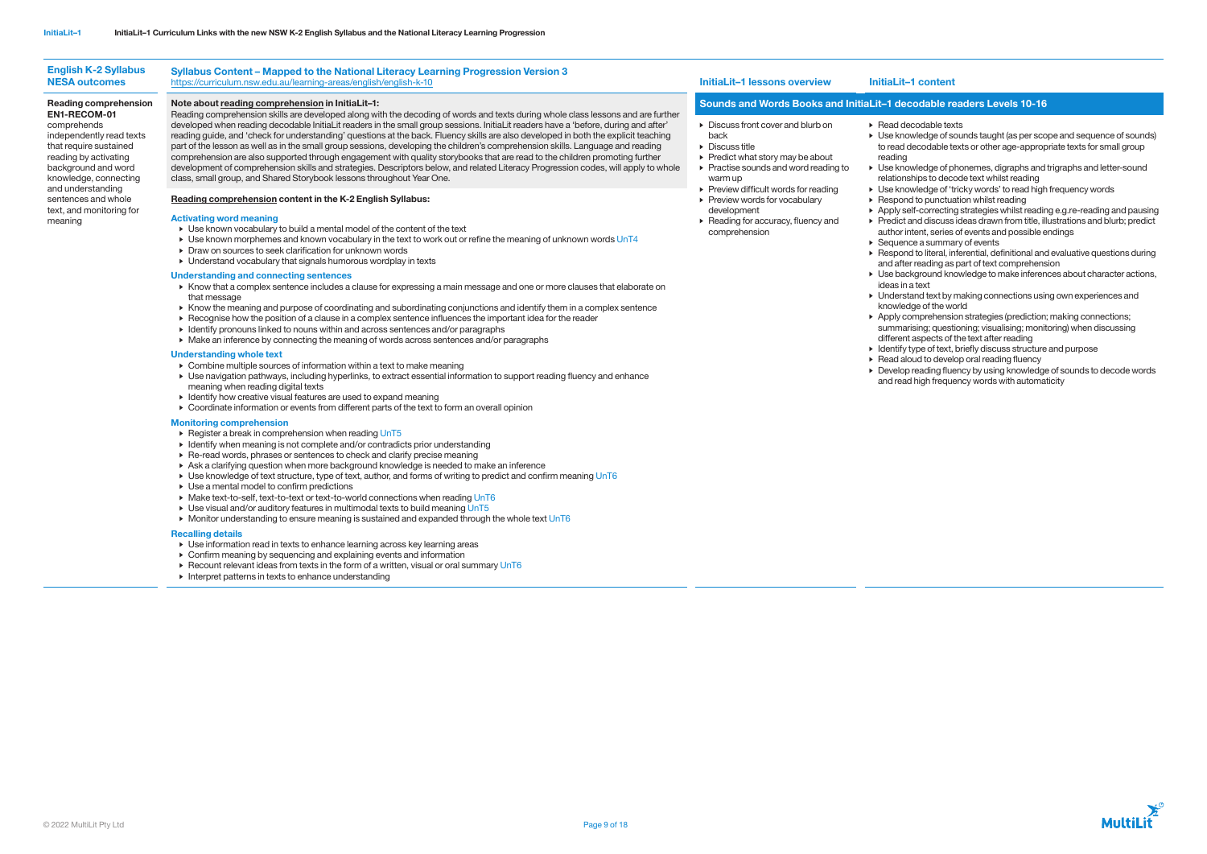| English K-2 Syllabus NESA outcomes | Syllabus Content – Mapped to the National Literacy Learning Progression Version 3 https://curriculum.nsw.edu.au/learning-areas/english/english-k-10 | InitiaLit–1 lessons overview | InitiaLit–1 content |
|---|---|---|---|
| | | **Sounds and Words Books and InitiaLit–1 decodable readers Levels 10-16** | |
| **Reading comprehension EN1-RECOM-01** comprehends independently read texts that require sustained reading by activating background and word knowledge, connecting and understanding sentences and whole text, and monitoring for meaning | **Note about reading comprehension in InitiaLit–1:** Reading comprehension skills are developed along with the decoding of words and texts during whole class lessons and are further developed when reading decodable InitiaLit readers in the small group sessions. InitiaLit readers have a 'before, during and after' reading guide, and 'check for understanding' questions at the back. Fluency skills are also developed in both the explicit teaching part of the lesson as well as in the small group sessions, developing the children's comprehension skills. Language and reading comprehension are also supported through engagement with quality storybooks that are read to the children promoting further development of comprehension skills and strategies. Descriptors below, and related Literacy Progression codes, will apply to whole class, small group, and Shared Storybook lessons throughout Year One.<br><br>**Reading comprehension content in the K-2 English Syllabus:**<br><br>**Activating word meaning**<br>▸ Use known vocabulary to build a mental model of the content of the text<br>▸ Use known morphemes and known vocabulary in the text to work out or refine the meaning of unknown words UnT4<br>▸ Draw on sources to seek clarification for unknown words<br>▸ Understand vocabulary that signals humorous wordplay in texts<br><br>**Understanding and connecting sentences**<br>▸ Know that a complex sentence includes a clause for expressing a main message and one or more clauses that elaborate on that message<br>▸ Know the meaning and purpose of coordinating and subordinating conjunctions and identify them in a complex sentence<br>▸ Recognise how the position of a clause in a complex sentence influences the important idea for the reader<br>▸ Identify pronouns linked to nouns within and across sentences and/or paragraphs<br>▸ Make an inference by connecting the meaning of words across sentences and/or paragraphs<br><br>**Understanding whole text**<br>▸ Combine multiple sources of information within a text to make meaning<br>▸ Use navigation pathways, including hyperlinks, to extract essential information to support reading fluency and enhance meaning when reading digital texts<br>▸ Identify how creative visual features are used to expand meaning<br>▸ Coordinate information or events from different parts of the text to form an overall opinion<br><br>**Monitoring comprehension**<br>▸ Register a break in comprehension when reading UnT5<br>▸ Identify when meaning is not complete and/or contradicts prior understanding<br>▸ Re-read words, phrases or sentences to check and clarify precise meaning<br>▸ Ask a clarifying question when more background knowledge is needed to make an inference<br>▸ Use knowledge of text structure, type of text, author, and forms of writing to predict and confirm meaning UnT6<br>▸ Use a mental model to confirm predictions<br>▸ Make text-to-self, text-to-text or text-to-world connections when reading UnT6<br>▸ Use visual and/or auditory features in multimodal texts to build meaning UnT5<br>▸ Monitor understanding to ensure meaning is sustained and expanded through the whole text UnT6<br><br>**Recalling details**<br>▸ Use information read in texts to enhance learning across key learning areas<br>▸ Confirm meaning by sequencing and explaining events and information<br>▸ Recount relevant ideas from texts in the form of a written, visual or oral summary UnT6<br>▸ Interpret patterns in texts to enhance understanding | ▸ Discuss front cover and blurb on back<br>▸ Discuss title<br>▸ Predict what story may be about<br>▸ Practise sounds and word reading to warm up<br>▸ Preview difficult words for reading<br>▸ Preview words for vocabulary development<br>▸ Reading for accuracy, fluency and comprehension | ▸ Read decodable texts<br>▸ Use knowledge of sounds taught (as per scope and sequence of sounds) to read decodable texts or other age-appropriate texts for small group reading<br>▸ Use knowledge of phonemes, digraphs and trigraphs and letter-sound relationships to decode text whilst reading<br>▸ Use knowledge of 'tricky words' to read high frequency words<br>▸ Respond to punctuation whilst reading<br>▸ Apply self-correcting strategies whilst reading e.g.re-reading and pausing<br>▸ Predict and discuss ideas drawn from title, illustrations and blurb; predict author intent, series of events and possible endings<br>▸ Sequence a summary of events<br>▸ Respond to literal, inferential, definitional and evaluative questions during and after reading as part of text comprehension<br>▸ Use background knowledge to make inferences about character actions, ideas in a text<br>▸ Understand text by making connections using own experiences and knowledge of the world<br>▸ Apply comprehension strategies (prediction; making connections; summarising; questioning; visualising; monitoring) when discussing different aspects of the text after reading<br>▸ Identify type of text, briefly discuss structure and purpose<br>▸ Read aloud to develop oral reading fluency<br>▸ Develop reading fluency by using knowledge of sounds to decode words and read high frequency words with automaticity |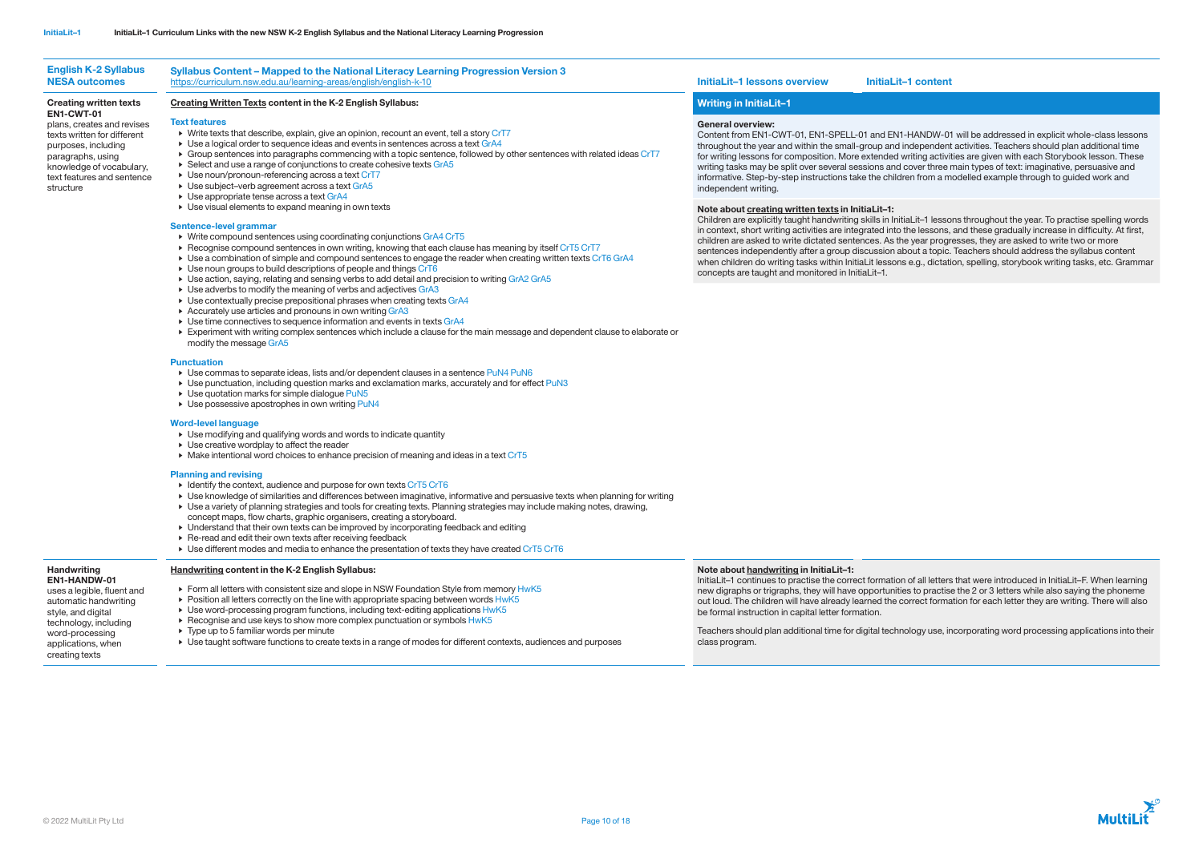| English K-2 Syllabus NESA outcomes | Syllabus Content – Mapped to the National Literacy Learning Progression Version 3 https://curriculum.nsw.edu.au/learning-areas/english/english-k-10 | InitiaLit–1 lessons overview / InitiaLit–1 content |
|---|---|---|
| **Creating written texts EN1-CWT-01** plans, creates and revises texts written for different purposes, including paragraphs, using knowledge of vocabulary, text features and sentence structure | **Creating Written Texts content in the K-2 English Syllabus:**<br><br>**Text features**<br>▸ Write texts that describe, explain, give an opinion, recount an event, tell a story CrT7<br>▸ Use a logical order to sequence ideas and events in sentences across a text GrA4<br>▸ Group sentences into paragraphs commencing with a topic sentence, followed by other sentences with related ideas CrT7<br>▸ Select and use a range of conjunctions to create cohesive texts GrA5<br>▸ Use noun/pronoun-referencing across a text CrT7<br>▸ Use subject–verb agreement across a text GrA5<br>▸ Use appropriate tense across a text GrA4<br>▸ Use visual elements to expand meaning in own texts<br><br>**Sentence-level grammar**<br>▸ Write compound sentences using coordinating conjunctions GrA4 CrT5<br>▸ Recognise compound sentences in own writing, knowing that each clause has meaning by itself CrT5 CrT7<br>▸ Use a combination of simple and compound sentences to engage the reader when creating written texts CrT6 GrA4<br>▸ Use noun groups to build descriptions of people and things CrT6<br>▸ Use action, saying, relating and sensing verbs to add detail and precision to writing GrA2 GrA5<br>▸ Use adverbs to modify the meaning of verbs and adjectives GrA3<br>▸ Use contextually precise prepositional phrases when creating texts GrA4<br>▸ Accurately use articles and pronouns in own writing GrA3<br>▸ Use time connectives to sequence information and events in texts GrA4<br>▸ Experiment with writing complex sentences which include a clause for the main message and dependent clause to elaborate or modify the message GrA5<br><br>**Punctuation**<br>▸ Use commas to separate ideas, lists and/or dependent clauses in a sentence PuN4 PuN6<br>▸ Use punctuation, including question marks and exclamation marks, accurately and for effect PuN3<br>▸ Use quotation marks for simple dialogue PuN5<br>▸ Use possessive apostrophes in own writing PuN4<br><br>**Word-level language**<br>▸ Use modifying and qualifying words and words to indicate quantity<br>▸ Use creative wordplay to affect the reader<br>▸ Make intentional word choices to enhance precision of meaning and ideas in a text CrT5<br><br>**Planning and revising**<br>▸ Identify the context, audience and purpose for own texts CrT5 CrT6<br>▸ Use knowledge of similarities and differences between imaginative, informative and persuasive texts when planning for writing<br>▸ Use a variety of planning strategies and tools for creating texts. Planning strategies may include making notes, drawing, concept maps, flow charts, graphic organisers, creating a storyboard.<br>▸ Understand that their own texts can be improved by incorporating feedback and editing<br>▸ Re-read and edit their own texts after receiving feedback<br>▸ Use different modes and media to enhance the presentation of texts they have created CrT5 CrT6 | **Writing in InitiaLit–1**<br><br>**General overview:**<br>Content from EN1-CWT-01, EN1-SPELL-01 and EN1-HANDW-01 will be addressed in explicit whole-class lessons throughout the year and within the small-group and independent activities. Teachers should plan additional time for writing lessons for composition. More extended writing activities are given with each Storybook lesson. These writing tasks may be split over several sessions and cover three main types of text: imaginative, persuasive and informative. Step-by-step instructions take the children from a modelled example through to guided work and independent writing.<br><br>**Note about creating written texts in InitiaLit–1:**<br>Children are explicitly taught handwriting skills in InitiaLit–1 lessons throughout the year. To practise spelling words in context, short writing activities are integrated into the lessons, and these gradually increase in difficulty. At first, children are asked to write dictated sentences. As the year progresses, they are asked to write two or more sentences independently after a group discussion about a topic. Teachers should address the syllabus content when children do writing tasks within InitiaLit lessons e.g., dictation, spelling, storybook writing tasks, etc. Grammar concepts are taught and monitored in InitiaLit–1. |
| **Handwriting EN1-HANDW-01** uses a legible, fluent and automatic handwriting style, and digital technology, including word-processing applications, when creating texts | **Handwriting content in the K-2 English Syllabus:**<br><br>▸ Form all letters with consistent size and slope in NSW Foundation Style from memory HwK5<br>▸ Position all letters correctly on the line with appropriate spacing between words HwK5<br>▸ Use word-processing program functions, including text-editing applications HwK5<br>▸ Recognise and use keys to show more complex punctuation or symbols HwK5<br>▸ Type up to 5 familiar words per minute<br>▸ Use taught software functions to create texts in a range of modes for different contexts, audiences and purposes | **Note about handwriting in InitiaLit–1:**<br>InitiaLit–1 continues to practise the correct formation of all letters that were introduced in InitiaLit–F. When learning new digraphs or trigraphs, they will have opportunities to practise the 2 or 3 letters while also saying the phoneme out loud. The children will have already learned the correct formation for each letter they are writing. There will also be formal instruction in capital letter formation.<br><br>Teachers should plan additional time for digital technology use, incorporating word processing applications into their class program. |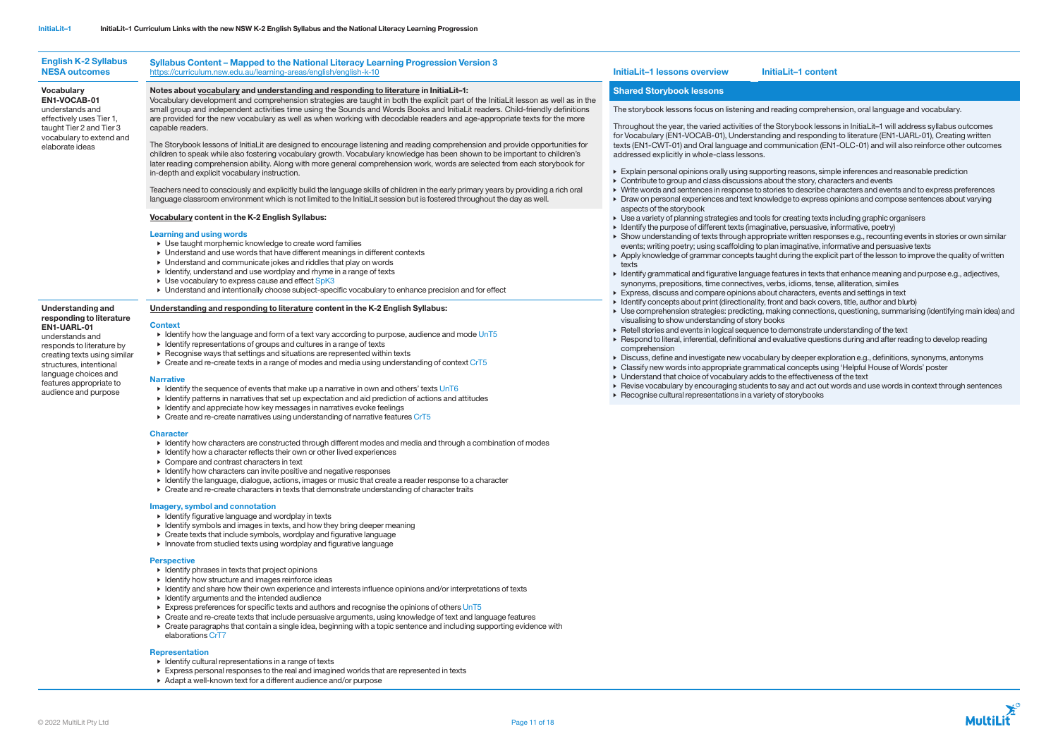| English K-2 Syllabus NESA outcomes | Syllabus Content – Mapped to the National Literacy Learning Progression Version 3 https://curriculum.nsw.edu.au/learning-areas/english/english-k-10 | InitiaLit–1 lessons overview | InitiaLit–1 content |
|---|---|---|---|

**Vocabulary**
**EN1-VOCAB-01**
understands and effectively uses Tier 1, taught Tier 2 and Tier 3 vocabulary to extend and elaborate ideas

**Notes about vocabulary and understanding and responding to literature in InitiaLit–1:**

Vocabulary development and comprehension strategies are taught in both the explicit part of the InitiaLit lesson as well as in the small group and independent activities time using the Sounds and Words Books and InitiaLit readers. Child-friendly definitions are provided for the new vocabulary as well as when working with decodable readers and age-appropriate texts for the more capable readers.

The Storybook lessons of InitiaLit are designed to encourage listening and reading comprehension and provide opportunities for children to speak while also fostering vocabulary growth. Vocabulary knowledge has been shown to be important to children's later reading comprehension ability. Along with more general comprehension work, words are selected from each storybook for in-depth and explicit vocabulary instruction.

Teachers need to consciously and explicitly build the language skills of children in the early primary years by providing a rich oral language classroom environment which is not limited to the InitiaLit session but is fostered throughout the day as well.

**Vocabulary content in the K-2 English Syllabus:**

**Learning and using words**
- Use taught morphemic knowledge to create word families
- Understand and use words that have different meanings in different contexts
- Understand and communicate jokes and riddles that play on words
- Identify, understand and use wordplay and rhyme in a range of texts
- Use vocabulary to express cause and effect SpK3
- Understand and intentionally choose subject-specific vocabulary to enhance precision and for effect

**Understanding and responding to literature**
**EN1-UARL-01**
understands and responds to literature by creating texts using similar structures, intentional language choices and features appropriate to audience and purpose

**Understanding and responding to literature content in the K-2 English Syllabus:**

**Context**
- Identify how the language and form of a text vary according to purpose, audience and mode UnT5
- Identify representations of groups and cultures in a range of texts
- Recognise ways that settings and situations are represented within texts
- Create and re-create texts in a range of modes and media using understanding of context CrT5

**Narrative**
- Identify the sequence of events that make up a narrative in own and others' texts UnT6
- Identify patterns in narratives that set up expectation and aid prediction of actions and attitudes
- Identify and appreciate how key messages in narratives evoke feelings
- Create and re-create narratives using understanding of narrative features CrT5

**Character**
- Identify how characters are constructed through different modes and media and through a combination of modes
- Identify how a character reflects their own or other lived experiences
- Compare and contrast characters in text
- Identify how characters can invite positive and negative responses
- Identify the language, dialogue, actions, images or music that create a reader response to a character
- Create and re-create characters in texts that demonstrate understanding of character traits

**Imagery, symbol and connotation**
- Identify figurative language and wordplay in texts
- Identify symbols and images in texts, and how they bring deeper meaning
- Create texts that include symbols, wordplay and figurative language
- Innovate from studied texts using wordplay and figurative language

**Perspective**
- Identify phrases in texts that project opinions
- Identify how structure and images reinforce ideas
- Identify and share how their own experience and interests influence opinions and/or interpretations of texts
- Identify arguments and the intended audience
- Express preferences for specific texts and authors and recognise the opinions of others UnT5
- Create and re-create texts that include persuasive arguments, using knowledge of text and language features
- Create paragraphs that contain a single idea, beginning with a topic sentence and including supporting evidence with elaborations CrT7

**Representation**
- Identify cultural representations in a range of texts
- Express personal responses to the real and imagined worlds that are represented in texts
- Adapt a well-known text for a different audience and/or purpose

**Shared Storybook lessons**

The storybook lessons focus on listening and reading comprehension, oral language and vocabulary.

Throughout the year, the varied activities of the Storybook lessons in InitiaLit–1 will address syllabus outcomes for Vocabulary (EN1-VOCAB-01), Understanding and responding to literature (EN1-UARL-01), Creating written texts (EN1-CWT-01) and Oral language and communication (EN1-OLC-01) and will also reinforce other outcomes addressed explicitly in whole-class lessons.

- Explain personal opinions orally using supporting reasons, simple inferences and reasonable prediction
- Contribute to group and class discussions about the story, characters and events
- Write words and sentences in response to stories to describe characters and events and to express preferences
- Draw on personal experiences and text knowledge to express opinions and compose sentences about varying aspects of the storybook
- Use a variety of planning strategies and tools for creating texts including graphic organisers
- Identify the purpose of different texts (imaginative, persuasive, informative, poetry)
- Show understanding of texts through appropriate written responses e.g., recounting events in stories or own similar events; writing poetry; using scaffolding to plan imaginative, informative and persuasive texts
- Apply knowledge of grammar concepts taught during the explicit part of the lesson to improve the quality of written texts
- Identify grammatical and figurative language features in texts that enhance meaning and purpose e.g., adjectives, synonyms, prepositions, time connectives, verbs, idioms, tense, alliteration, similes
- Express, discuss and compare opinions about characters, events and settings in text
- Identify concepts about print (directionality, front and back covers, title, author and blurb)
- Use comprehension strategies: predicting, making connections, questioning, summarising (identifying main idea) and visualising to show understanding of story books
- Retell stories and events in logical sequence to demonstrate understanding of the text
- Respond to literal, inferential, definitional and evaluative questions during and after reading to develop reading comprehension
- Discuss, define and investigate new vocabulary by deeper exploration e.g., definitions, synonyms, antonyms
- Classify new words into appropriate grammatical concepts using 'Helpful House of Words' poster
- Understand that choice of vocabulary adds to the effectiveness of the text
- Revise vocabulary by encouraging students to say and act out words and use words in context through sentences
- Recognise cultural representations in a variety of storybooks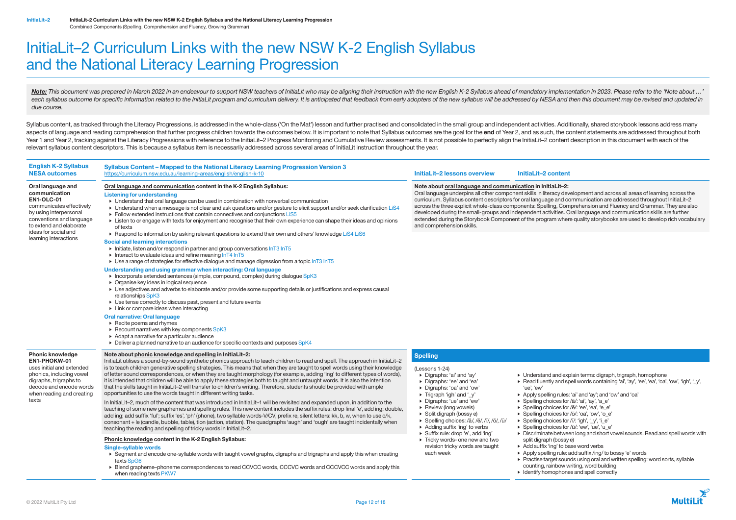# InitiaLit–2 Curriculum Links with the new NSW K-2 English Syllabus and the National Literacy Learning Progression

***Note:** This document was prepared in March 2022 in an endeavour to support NSW teachers of InitiaLit who may be aligning their instruction with the new English K-2 Syllabus ahead of mandatory implementation in 2023. Please refer to the 'Note about …' each syllabus outcome for specific information related to the InitiaLit program and curriculum delivery. It is anticipated that feedback from early adopters of the new syllabus will be addressed by NESA and then this document may be revised and updated in due course.*

Syllabus content, as tracked through the Literacy Progressions, is addressed in the whole-class ('On the Mat') lesson and further practised and consolidated in the small group and independent activities. Additionally, shared storybook lessons address many aspects of language and reading comprehension that further progress children towards the outcomes below. It is important to note that Syllabus outcomes are the goal for the **end** of Year 2, and as such, the content statements are addressed throughout both Year 1 and Year 2, tracking against the Literacy Progressions with reference to the InitiaLit–2 Progress Monitoring and Cumulative Review assessments. It is not possible to perfectly align the InitiaLit–2 content description in this document with each of the relevant syllabus content descriptors. This is because a syllabus item is necessarily addressed across several areas of InitiaLit instruction throughout the year.

| English K-2 Syllabus NESA outcomes | Syllabus Content – Mapped to the National Literacy Learning Progression Version 3 https://curriculum.nsw.edu.au/learning-areas/english/english-k-10 | InitiaLit–2 lessons overview | InitiaLit–2 content |
|---|---|---|---|
| **Oral language and communication EN1-OLC-01** communicates effectively by using interpersonal conventions and language to extend and elaborate ideas for social and learning interactions | **Oral language and communication content in the K-2 English Syllabus:**<br><br>**Listening for understanding**<br>▸ Understand that oral language can be used in combination with nonverbal communication<br>▸ Understand when a message is not clear and ask questions and/or gesture to elicit support and/or seek clarification LiS4<br>▸ Follow extended instructions that contain connectives and conjunctions LiS5<br>▸ Listen to or engage with texts for enjoyment and recognise that their own experience can shape their ideas and opinions of texts<br>▸ Respond to information by asking relevant questions to extend their own and others' knowledge LiS4 LiS6<br><br>**Social and learning interactions**<br>▸ Initiate, listen and/or respond in partner and group conversations InT3 InT5<br>▸ Interact to evaluate ideas and refine meaning InT4 InT5<br>▸ Use a range of strategies for effective dialogue and manage digression from a topic InT3 InT5<br><br>**Understanding and using grammar when interacting: Oral language**<br>▸ Incorporate extended sentences (simple, compound, complex) during dialogue SpK3<br>▸ Organise key ideas in logical sequence<br>▸ Use adjectives and adverbs to elaborate and/or provide some supporting details or justifications and express causal relationships SpK3<br>▸ Use tense correctly to discuss past, present and future events<br>▸ Link or compare ideas when interacting<br><br>**Oral narrative: Oral language**<br>▸ Recite poems and rhymes<br>▸ Recount narratives with key components SpK3<br>▸ Adapt a narrative for a particular audience<br>▸ Deliver a planned narrative to an audience for specific contexts and purposes SpK4 | **Note about oral language and communication in InitiaLit–2:**<br>Oral language underpins all other component skills in literacy development and across all areas of learning across the curriculum. Syllabus content descriptors for oral language and communication are addressed throughout InitiaLit–2 across the three explicit whole-class components: Spelling, Comprehension and Fluency and Grammar. They are also developed during the small-groups and independent activities. Oral language and communication skills are further extended during the Storybook Component of the program where quality storybooks are used to develop rich vocabulary and comprehension skills. | |
| **Phonic knowledge EN1-PHOKW-01** uses initial and extended phonics, including vowel digraphs, trigraphs to decode and encode words when reading and creating texts | **Note about phonic knowledge and spelling in InitiaLit–2:**<br>InitiaLit utilises a sound-by-sound synthetic phonics approach to teach children to read and spell. The approach in InitiaLit–2 is to teach children generative spelling strategies. This means that when they are taught to spell words using their knowledge of letter sound correspondences, or when they are taught morphology (for example, adding 'ing' to different types of words), it is intended that children will be able to apply these strategies both to taught and untaught words. It is also the intention that the skills taught in InitiaLit–2 will transfer to children's writing. Therefore, students should be provided with ample opportunities to use the words taught in different writing tasks.<br><br>In InitiaLit–2, much of the content that was introduced in InitiaLit–1 will be revisited and expanded upon, in addition to the teaching of some new graphemes and spelling rules. This new content includes the suffix rules: drop final 'e', add ing; double, add ing; add suffix 'ful'; suffix 'es', 'ph' (phone), two syllable words-V/CV, prefix re, silent letters: kk, b, w, when to use c/k, consonant + le (candle, bubble, table), tion (action, station). The quadgraphs 'augh' and 'ough' are taught incidentally when teaching the reading and spelling of tricky words in InitiaLit–2.<br><br>**Phonic knowledge content in the K-2 English Syllabus:**<br><br>**Single-syllable words**<br>▸ Segment and encode one-syllable words with taught vowel graphs, digraphs and trigraphs and apply this when creating texts SpG6<br>▸ Blend grapheme–phoneme correspondences to read CCVCC words, CCCVC words and CCCVCC words and apply this when reading texts PKW7 | **Spelling**<br><br>(Lessons 1-24)<br>▸ Digraphs: 'ai' and 'ay'<br>▸ Digraphs: 'ee' and 'ea'<br>▸ Digraphs: 'oa' and 'ow'<br>▸ Trigraph 'igh' and '_y'<br>▸ Digraphs: 'ue' and 'ew'<br>▸ Review (long vowels)<br>▸ Split digraph (bossy e)<br>▸ Spelling choices: /ā/, /ē/, /ī/, /ō/, /ū/<br>▸ Adding suffix 'ing' to verbs<br>▸ Suffix rule: drop 'e', add 'ing'<br>▸ Tricky words- one new and two revision tricky words are taught each week | ▸ Understand and explain terms: digraph, trigraph, homophone<br>▸ Read fluently and spell words containing 'ai', 'ay', 'ee', 'ea', 'oa', 'ow', 'igh', '_y', 'ue', 'ew'<br>▸ Apply spelling rules: 'ai' and 'ay'; and 'ow' and 'oa'<br>▸ Spelling choices for /ā/: 'ai', 'ay', 'a_e'<br>▸ Spelling choices for /ē/: 'ee', 'ea', 'e_e'<br>▸ Spelling choices for /ō/: 'oa', 'ow', 'o_e'<br>▸ Spelling choices for /ī/: 'igh', '_y', 'i_e'<br>▸ Spelling choices for /ū/: 'ew', 'ue', 'u_e'<br>▸ Discriminate between long and short vowel sounds. Read and spell words with split digraph (bossy e)<br>▸ Add suffix 'ing' to base word verbs<br>▸ Apply spelling rule: add suffix /ing/ to bossy 'e' words<br>▸ Practise target sounds using oral and written spelling: word sorts, syllable counting, rainbow writing, word building<br>▸ Identify homophones and spell correctly |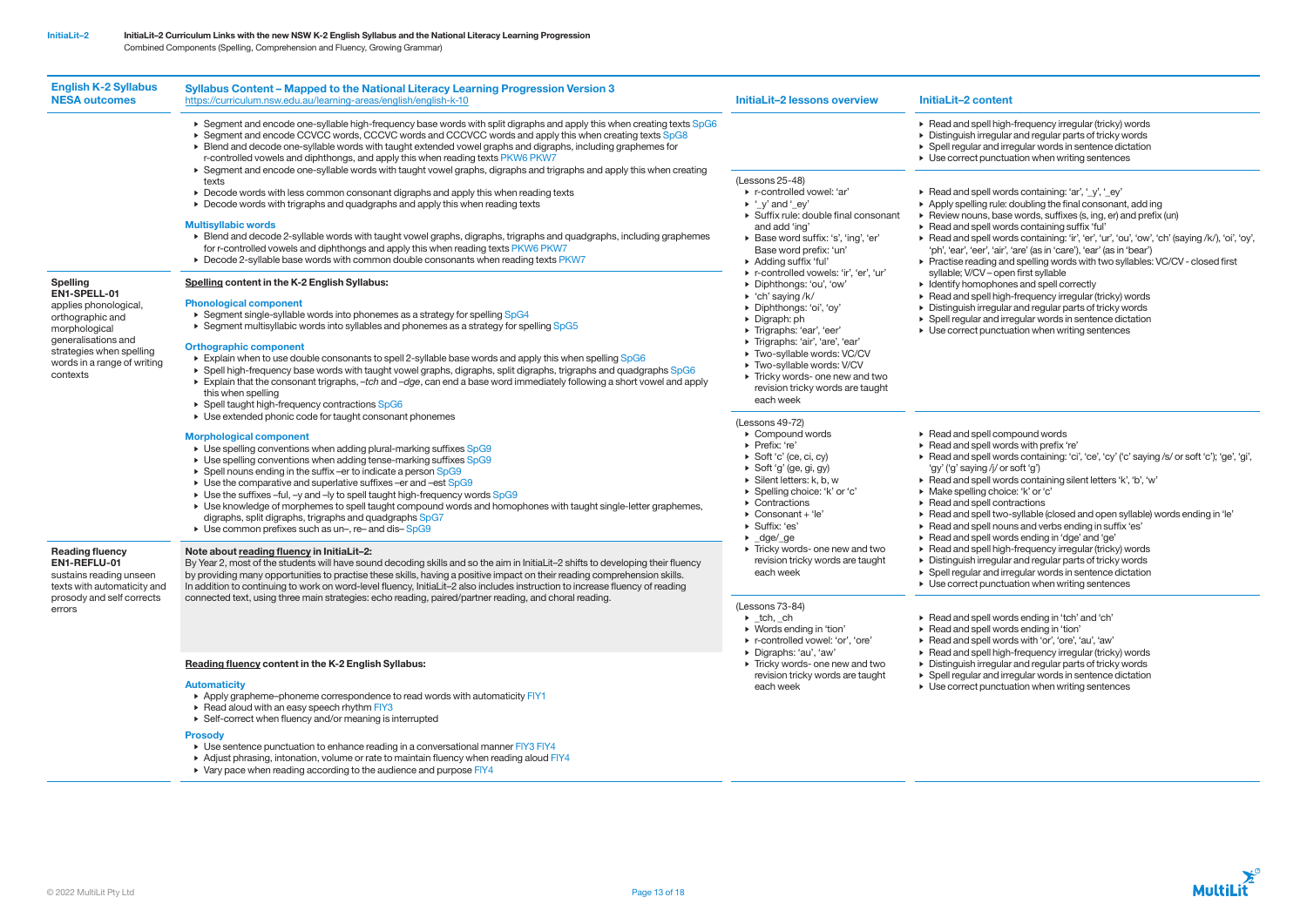**InitiaLit–2 Curriculum Links with the new NSW K-2 English Syllabus and the National Literacy Learning Progression**

Combined Components (Spelling, Comprehension and Fluency, Growing Grammar)

| English K-2 Syllabus NESA outcomes | Syllabus Content – Mapped to the National Literacy Learning Progression Version 3 https://curriculum.nsw.edu.au/learning-areas/english/english-k-10 | InitiaLit–2 lessons overview | InitiaLit–2 content |
|---|---|---|---|
| | ▸ Segment and encode one-syllable high-frequency base words with split digraphs and apply this when creating texts SpG6<br>▸ Segment and encode CCVCC words, CCCVC words and CCCVCC words and apply this when creating texts SpG8<br>▸ Blend and decode one-syllable words with taught extended vowel graphs and digraphs, including graphemes for r-controlled vowels and diphthongs, and apply this when reading texts PKW6 PKW7<br>▸ Segment and encode one-syllable words with taught vowel graphs, digraphs and trigraphs and apply this when creating texts<br>▸ Decode words with less common consonant digraphs and apply this when reading texts<br>▸ Decode words with trigraphs and quadgraphs and apply this when reading texts<br><br>**Multisyllabic words**<br>▸ Blend and decode 2-syllable words with taught vowel graphs, digraphs, trigraphs and quadgraphs, including graphemes for r-controlled vowels and diphthongs and apply this when reading texts PKW6 PKW7<br>▸ Decode 2-syllable base words with common double consonants when reading texts PKW7 | | ▸ Read and spell high-frequency irregular (tricky) words<br>▸ Distinguish irregular and regular parts of tricky words<br>▸ Spell regular and irregular words in sentence dictation<br>▸ Use correct punctuation when writing sentences |
| **Spelling EN1-SPELL-01** applies phonological, orthographic and morphological generalisations and strategies when spelling words in a range of writing contexts | **Spelling content in the K-2 English Syllabus:**<br><br>**Phonological component**<br>▸ Segment single-syllable words into phonemes as a strategy for spelling SpG4<br>▸ Segment multisyllabic words into syllables and phonemes as a strategy for spelling SpG5<br><br>**Orthographic component**<br>▸ Explain when to use double consonants to spell 2-syllable base words and apply this when spelling SpG6<br>▸ Spell high-frequency base words with taught vowel graphs, digraphs, split digraphs, trigraphs and quadgraphs SpG6<br>▸ Explain that the consonant trigraphs, *–tch* and *–dge*, can end a base word immediately following a short vowel and apply this when spelling<br>▸ Spell taught high-frequency contractions SpG6<br>▸ Use extended phonic code for taught consonant phonemes<br><br>**Morphological component**<br>▸ Use spelling conventions when adding plural-marking suffixes SpG9<br>▸ Use spelling conventions when adding tense-marking suffixes SpG9<br>▸ Spell nouns ending in the suffix –er to indicate a person SpG9<br>▸ Use the comparative and superlative suffixes –er and –est SpG9<br>▸ Use the suffixes –ful, –y and –ly to spell taught high-frequency words SpG9<br>▸ Use knowledge of morphemes to spell taught compound words and homophones with taught single-letter graphemes, digraphs, split digraphs, trigraphs and quadgraphs SpG7<br>▸ Use common prefixes such as un–, re– and dis– SpG9 | (Lessons 25–48)<br>▸ r-controlled vowel: 'ar'<br>▸ '_y' and '_ey'<br>▸ Suffix rule: double final consonant and add 'ing'<br>▸ Base word suffix: 's', 'ing', 'er' Base word prefix: 'un'<br>▸ Adding suffix 'ful'<br>▸ r-controlled vowels: 'ir', 'er', 'ur'<br>▸ Diphthongs: 'ou', 'ow'<br>▸ 'ch' saying /k/<br>▸ Diphthongs: 'oi', 'oy'<br>▸ Digraph: ph<br>▸ Trigraphs: 'ear', 'eer'<br>▸ Trigraphs: 'air', 'are', 'ear'<br>▸ Two-syllable words: VC/CV<br>▸ Two-syllable words: V/CV<br>▸ Tricky words- one new and two revision tricky words are taught each week<br><br>(Lessons 49-72)<br>▸ Compound words<br>▸ Prefix: 're'<br>▸ Soft 'c' (ce, ci, cy)<br>▸ Soft 'g' (ge, gi, gy)<br>▸ Silent letters: k, b, w<br>▸ Spelling choice: 'k' or 'c'<br>▸ Contractions<br>▸ Consonant + 'le'<br>▸ Suffix: 'es'<br>▸ _dge/_ge<br>▸ Tricky words- one new and two revision tricky words are taught each week | ▸ Read and spell words containing: 'ar', '_y', '_ey'<br>▸ Apply spelling rule: doubling the final consonant, add ing<br>▸ Review nouns, base words, suffixes (s, ing, er) and prefix (un)<br>▸ Read and spell words containing suffix 'ful'<br>▸ Read and spell words containing: 'ir', 'er', 'ur', 'ou', 'ow', 'ch' (saying /k/), 'oi', 'oy', 'ph', 'ear', 'eer', 'air', 'are' (as in 'care'), 'ear' (as in 'bear')<br>▸ Practise reading and spelling words with two syllables: VC/CV - closed first syllable; V/CV – open first syllable<br>▸ Identify homophones and spell correctly<br>▸ Read and spell high-frequency irregular (tricky) words<br>▸ Distinguish irregular and regular parts of tricky words<br>▸ Spell regular and irregular words in sentence dictation<br>▸ Use correct punctuation when writing sentences<br><br>▸ Read and spell compound words<br>▸ Read and spell words with prefix 're'<br>▸ Read and spell words containing: 'ci', 'ce', 'cy' ('c' saying /s/ or soft 'c'); 'ge', 'gi', 'gy' ('g' saying /j/ or soft 'g')<br>▸ Read and spell words containing silent letters 'k', 'b', 'w'<br>▸ Make spelling choice: 'k' or 'c'<br>▸ Read and spell contractions<br>▸ Read and spell two-syllable (closed and open syllable) words ending in 'le'<br>▸ Read and spell nouns and verbs ending in suffix 'es'<br>▸ Read and spell words ending in 'dge' and 'ge'<br>▸ Read and spell high-frequency irregular (tricky) words<br>▸ Distinguish irregular and regular parts of tricky words<br>▸ Spell regular and irregular words in sentence dictation<br>▸ Use correct punctuation when writing sentences |
| **Reading fluency EN1-REFLU-01** sustains reading unseen texts with automaticity and prosody and self corrects errors | **Note about reading fluency in InitiaLit–2:**<br>By Year 2, most of the students will have sound decoding skills and so the aim in InitiaLit–2 shifts to developing their fluency by providing many opportunities to practise these skills, having a positive impact on their reading comprehension skills. In addition to continuing to work on word-level fluency, InitiaLit–2 also includes instruction to increase fluency of reading connected text, using three main strategies: echo reading, paired/partner reading, and choral reading.<br><br>**Reading fluency content in the K-2 English Syllabus:**<br><br>**Automaticity**<br>▸ Apply grapheme–phoneme correspondence to read words with automaticity FlY1<br>▸ Read aloud with an easy speech rhythm FlY3<br>▸ Self-correct when fluency and/or meaning is interrupted<br><br>**Prosody**<br>▸ Use sentence punctuation to enhance reading in a conversational manner FlY3 FlY4<br>▸ Adjust phrasing, intonation, volume or rate to maintain fluency when reading aloud FlY4<br>▸ Vary pace when reading according to the audience and purpose FlY4 | (Lessons 73-84)<br>▸ _tch, _ch<br>▸ Words ending in 'tion'<br>▸ r-controlled vowel: 'or', 'ore'<br>▸ Digraphs: 'au', 'aw'<br>▸ Tricky words- one new and two revision tricky words are taught each week | ▸ Read and spell words ending in 'tch' and 'ch'<br>▸ Read and spell words ending in 'tion'<br>▸ Read and spell words with 'or', 'ore', 'au', 'aw'<br>▸ Read and spell high-frequency irregular (tricky) words<br>▸ Distinguish irregular and regular parts of tricky words<br>▸ Spell regular and irregular words in sentence dictation<br>▸ Use correct punctuation when writing sentences |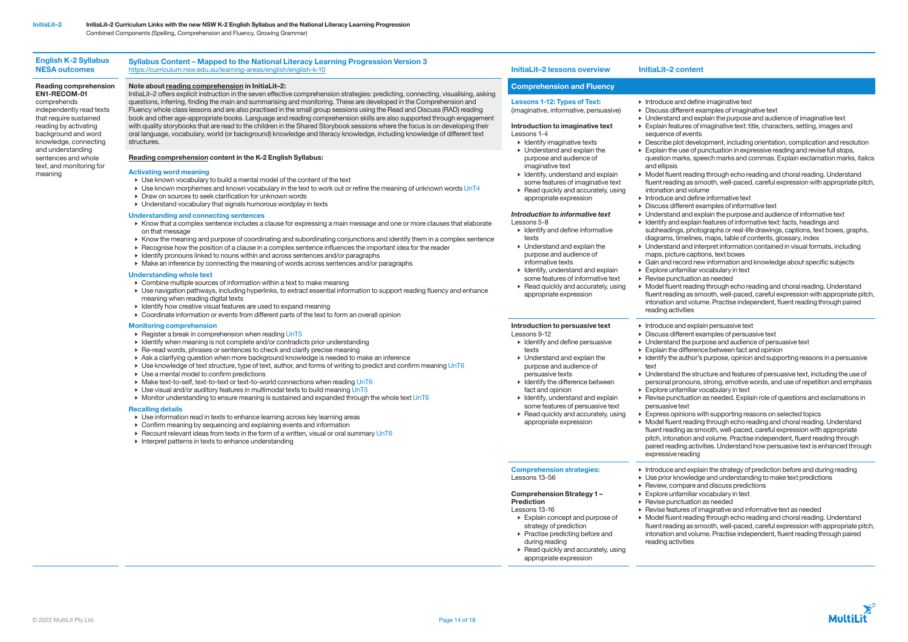InitiaLit–2 Curriculum Links with the new NSW K-2 English Syllabus and the National Literacy Learning Progression

Combined Components (Spelling, Comprehension and Fluency, Growing Grammar)

## English K-2 Syllabus NESA outcomes

**Reading comprehension EN1-RECOM-01**
comprehends independently read texts that require sustained reading by activating background and word knowledge, connecting and understanding sentences and whole text, and monitoring for meaning

## Syllabus Content – Mapped to the National Literacy Learning Progression Version 3

https://curriculum.nsw.edu.au/learning-areas/english/english-k-10

**Note about reading comprehension in InitiaLit–2:**
InitiaLit–2 offers explicit instruction in the seven effective comprehension strategies: predicting, connecting, visualising, asking questions, inferring, finding the main and summarising and monitoring. These are developed in the Comprehension and Fluency whole class lessons and are also practised in the small group sessions using the Read and Discuss (RAD) reading book and other age-appropriate books. Language and reading comprehension skills are also supported through engagement with quality storybooks that are read to the children in the Shared Storybook sessions where the focus is on developing their oral language, vocabulary, world (or background) knowledge and literacy knowledge, including knowledge of different text structures.

**Reading comprehension content in the K-2 English Syllabus:**

### Activating word meaning
- Use known vocabulary to build a mental model of the content of the text
- Use known morphemes and known vocabulary in the text to work out or refine the meaning of unknown words UnT4
- Draw on sources to seek clarification for unknown words
- Understand vocabulary that signals humorous wordplay in texts

### Understanding and connecting sentences
- Know that a complex sentence includes a clause for expressing a main message and one or more clauses that elaborate on that message
- Know the meaning and purpose of coordinating and subordinating conjunctions and identify them in a complex sentence
- Recognise how the position of a clause in a complex sentence influences the important idea for the reader
- Identify pronouns linked to nouns within and across sentences and/or paragraphs
- Make an inference by connecting the meaning of words across sentences and/or paragraphs

### Understanding whole text
- Combine multiple sources of information within a text to make meaning
- Use navigation pathways, including hyperlinks, to extract essential information to support reading fluency and enhance meaning when reading digital texts
- Identify how creative visual features are used to expand meaning
- Coordinate information or events from different parts of the text to form an overall opinion

### Monitoring comprehension
- Register a break in comprehension when reading UnT5
- Identify when meaning is not complete and/or contradicts prior understanding
- Re-read words, phrases or sentences to check and clarify precise meaning
- Ask a clarifying question when more background knowledge is needed to make an inference
- Use knowledge of text structure, type of text, author, and forms of writing to predict and confirm meaning UnT6
- Use a mental model to confirm predictions
- Make text-to-self, text-to-text or text-to-world connections when reading UnT6
- Use visual and/or auditory features in multimodal texts to build meaning UnT5
- Monitor understanding to ensure meaning is sustained and expanded through the whole text UnT6

### Recalling details
- Use information read in texts to enhance learning across key learning areas
- Confirm meaning by sequencing and explaining events and information
- Recount relevant ideas from texts in the form of a written, visual or oral summary UnT6
- Interpret patterns in texts to enhance understanding

## InitiaLit–2 lessons overview / InitiaLit–2 content

### Comprehension and Fluency

**Lessons 1-12: Types of Text:** (imaginative, informative, persuasive)

**Introduction to imaginative text**
Lessons 1-4
- Identify imaginative texts
- Understand and explain the purpose and audience of imaginative text
- Identify, understand and explain some features of imaginative text
- Read quickly and accurately, using appropriate expression

Content:
- Introduce and define imaginative text
- Discuss different examples of imaginative text
- Understand and explain the purpose and audience of imaginative text
- Explain features of imaginative text: title, characters, setting, images and sequence of events
- Describe plot development, including orientation, complication and resolution
- Explain the use of punctuation in expressive reading and revise full stops, question marks, speech marks and commas. Explain exclamation marks, italics and ellipsis
- Model fluent reading through echo reading and choral reading. Understand fluent reading as smooth, well-paced, careful expression with appropriate pitch, intonation and volume

***Introduction to informative text***
Lessons 5-8
- Identify and define informative texts
- Understand and explain the purpose and audience of informative texts
- Identify, understand and explain some features of informative text
- Read quickly and accurately, using appropriate expression

Content:
- Introduce and define informative text
- Discuss different examples of informative text
- Understand and explain the purpose and audience of informative text
- Identify and explain features of informative text: facts, headings and subheadings, photographs or real-life drawings, captions, text boxes, graphs, diagrams, timelines, maps, table of contents, glossary, index
- Understand and interpret information contained in visual formats, including maps, picture captions, text boxes
- Gain and record new information and knowledge about specific subjects
- Explore unfamiliar vocabulary in text
- Revise punctuation as needed
- Model fluent reading through echo reading and choral reading. Understand fluent reading as smooth, well-paced, careful expression with appropriate pitch, intonation and volume. Practise independent, fluent reading through paired reading activities

**Introduction to persuasive text**
Lessons 9-12
- Identify and define persuasive texts
- Understand and explain the purpose and audience of persuasive texts
- Identify the difference between fact and opinion
- Identify, understand and explain some features of persuasive text
- Read quickly and accurately, using appropriate expression

Content:
- Introduce and explain persuasive text
- Discuss different examples of persuasive text
- Understand the purpose and audience of persuasive text
- Explain the difference between fact and opinion
- Identify the author's purpose, opinion and supporting reasons in a persuasive text
- Understand the structure and features of persuasive text, including the use of personal pronouns, strong, emotive words, and use of repetition and emphasis
- Explore unfamiliar vocabulary in text
- Revise punctuation as needed. Explain role of questions and exclamations in persuasive text
- Express opinions with supporting reasons on selected topics
- Model fluent reading through echo reading and choral reading. Understand fluent reading as smooth, well-paced, careful expression with appropriate pitch, intonation and volume. Practise independent, fluent reading through paired reading activities. Understand how persuasive text is enhanced through expressive reading

**Comprehension strategies:**
Lessons 13-56

**Comprehension Strategy 1 – Prediction**
Lessons 13-16
- Explain concept and purpose of strategy of prediction
- Practise predicting before and during reading
- Read quickly and accurately, using appropriate expression

Content:
- Introduce and explain the strategy of prediction before and during reading
- Use prior knowledge and understanding to make text predictions
- Review, compare and discuss predictions
- Explore unfamiliar vocabulary in text
- Revise punctuation as needed
- Revise features of imaginative and informative text as needed
- Model fluent reading through echo reading and choral reading. Understand fluent reading as smooth, well-paced, careful expression with appropriate pitch, intonation and volume. Practise independent, fluent reading through paired reading activities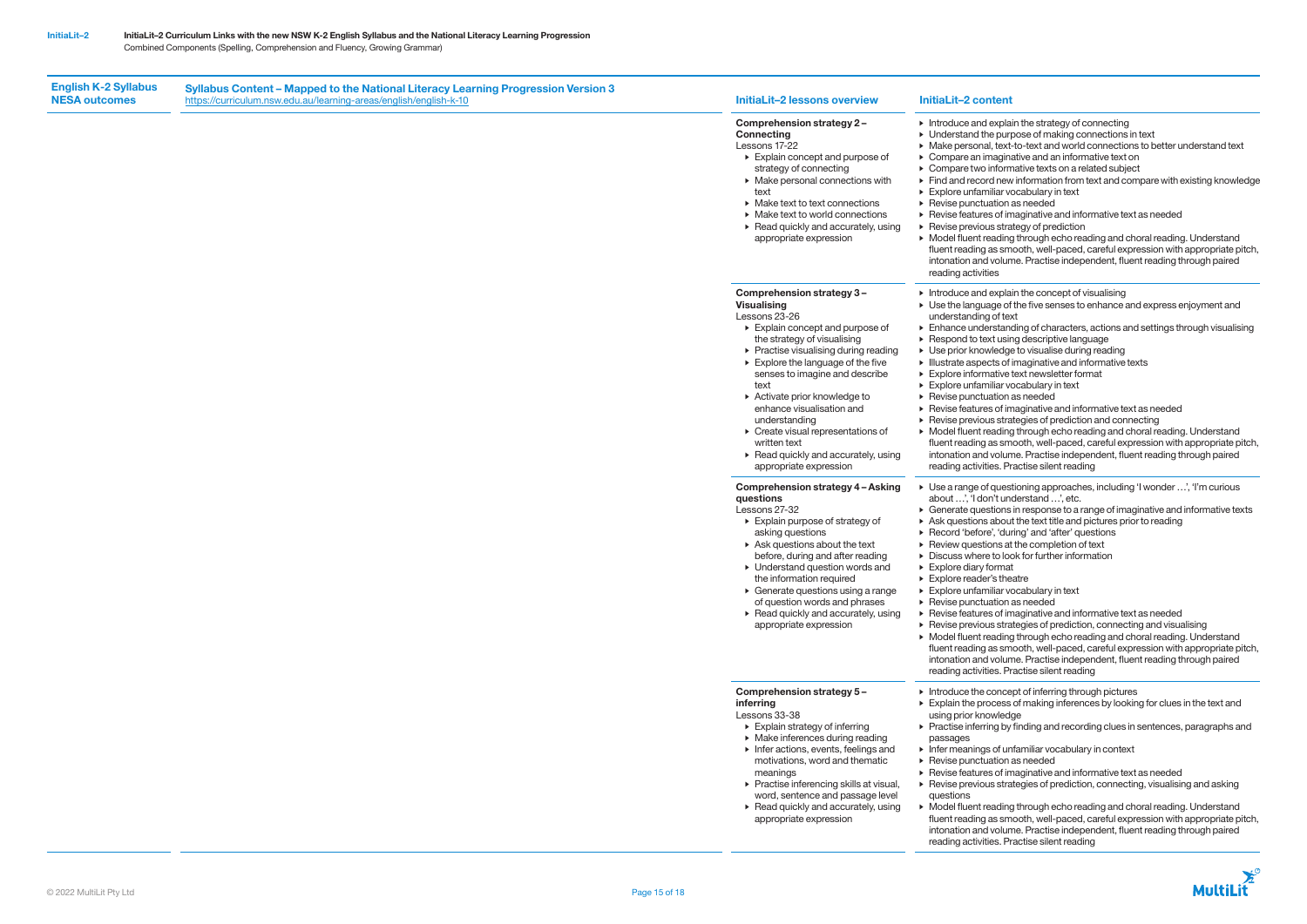| English K-2 Syllabus NESA outcomes | Syllabus Content – Mapped to the National Literacy Learning Progression Version 3 https://curriculum.nsw.edu.au/learning-areas/english/english-k-10 | InitiaLit–2 lessons overview | InitiaLit–2 content |
|---|---|---|---|
| | | **Comprehension strategy 2 – Connecting**<br>Lessons 17-22<br>▸ Explain concept and purpose of strategy of connecting<br>▸ Make personal connections with text<br>▸ Make text to text connections<br>▸ Make text to world connections<br>▸ Read quickly and accurately, using appropriate expression | ▸ Introduce and explain the strategy of connecting<br>▸ Understand the purpose of making connections in text<br>▸ Make personal, text-to-text and world connections to better understand text<br>▸ Compare an imaginative and an informative text on<br>▸ Compare two informative texts on a related subject<br>▸ Find and record new information from text and compare with existing knowledge<br>▸ Explore unfamiliar vocabulary in text<br>▸ Revise punctuation as needed<br>▸ Revise features of imaginative and informative text as needed<br>▸ Revise previous strategy of prediction<br>▸ Model fluent reading through echo reading and choral reading. Understand fluent reading as smooth, well-paced, careful expression with appropriate pitch, intonation and volume. Practise independent, fluent reading through paired reading activities |
| | | **Comprehension strategy 3 – Visualising**<br>Lessons 23-26<br>▸ Explain concept and purpose of the strategy of visualising<br>▸ Practise visualising during reading<br>▸ Explore the language of the five senses to imagine and describe text<br>▸ Activate prior knowledge to enhance visualisation and understanding<br>▸ Create visual representations of written text<br>▸ Read quickly and accurately, using appropriate expression | ▸ Introduce and explain the concept of visualising<br>▸ Use the language of the five senses to enhance and express enjoyment and understanding of text<br>▸ Enhance understanding of characters, actions and settings through visualising<br>▸ Respond to text using descriptive language<br>▸ Use prior knowledge to visualise during reading<br>▸ Illustrate aspects of imaginative and informative texts<br>▸ Explore informative text newsletter format<br>▸ Explore unfamiliar vocabulary in text<br>▸ Revise punctuation as needed<br>▸ Revise features of imaginative and informative text as needed<br>▸ Revise previous strategies of prediction and connecting<br>▸ Model fluent reading through echo reading and choral reading. Understand fluent reading as smooth, well-paced, careful expression with appropriate pitch, intonation and volume. Practise independent, fluent reading through paired reading activities. Practise silent reading |
| | | **Comprehension strategy 4 – Asking questions**<br>Lessons 27-32<br>▸ Explain purpose of strategy of asking questions<br>▸ Ask questions about the text before, during and after reading<br>▸ Understand question words and the information required<br>▸ Generate questions using a range of question words and phrases<br>▸ Read quickly and accurately, using appropriate expression | ▸ Use a range of questioning approaches, including 'I wonder …', 'I'm curious about …', 'I don't understand …', etc.<br>▸ Generate questions in response to a range of imaginative and informative texts<br>▸ Ask questions about the text title and pictures prior to reading<br>▸ Record 'before', 'during' and 'after' questions<br>▸ Review questions at the completion of text<br>▸ Discuss where to look for further information<br>▸ Explore diary format<br>▸ Explore reader's theatre<br>▸ Explore unfamiliar vocabulary in text<br>▸ Revise punctuation as needed<br>▸ Revise features of imaginative and informative text as needed<br>▸ Revise previous strategies of prediction, connecting and visualising<br>▸ Model fluent reading through echo reading and choral reading. Understand fluent reading as smooth, well-paced, careful expression with appropriate pitch, intonation and volume. Practise independent, fluent reading through paired reading activities. Practise silent reading |
| | | **Comprehension strategy 5 – inferring**<br>Lessons 33-38<br>▸ Explain strategy of inferring<br>▸ Make inferences during reading<br>▸ Infer actions, events, feelings and motivations, word and thematic meanings<br>▸ Practise inferencing skills at visual, word, sentence and passage level<br>▸ Read quickly and accurately, using appropriate expression | ▸ Introduce the concept of inferring through pictures<br>▸ Explain the process of making inferences by looking for clues in the text and using prior knowledge<br>▸ Practise inferring by finding and recording clues in sentences, paragraphs and passages<br>▸ Infer meanings of unfamiliar vocabulary in context<br>▸ Revise punctuation as needed<br>▸ Revise features of imaginative and informative text as needed<br>▸ Revise previous strategies of prediction, connecting, visualising and asking questions<br>▸ Model fluent reading through echo reading and choral reading. Understand fluent reading as smooth, well-paced, careful expression with appropriate pitch, intonation and volume. Practise independent, fluent reading through paired reading activities. Practise silent reading |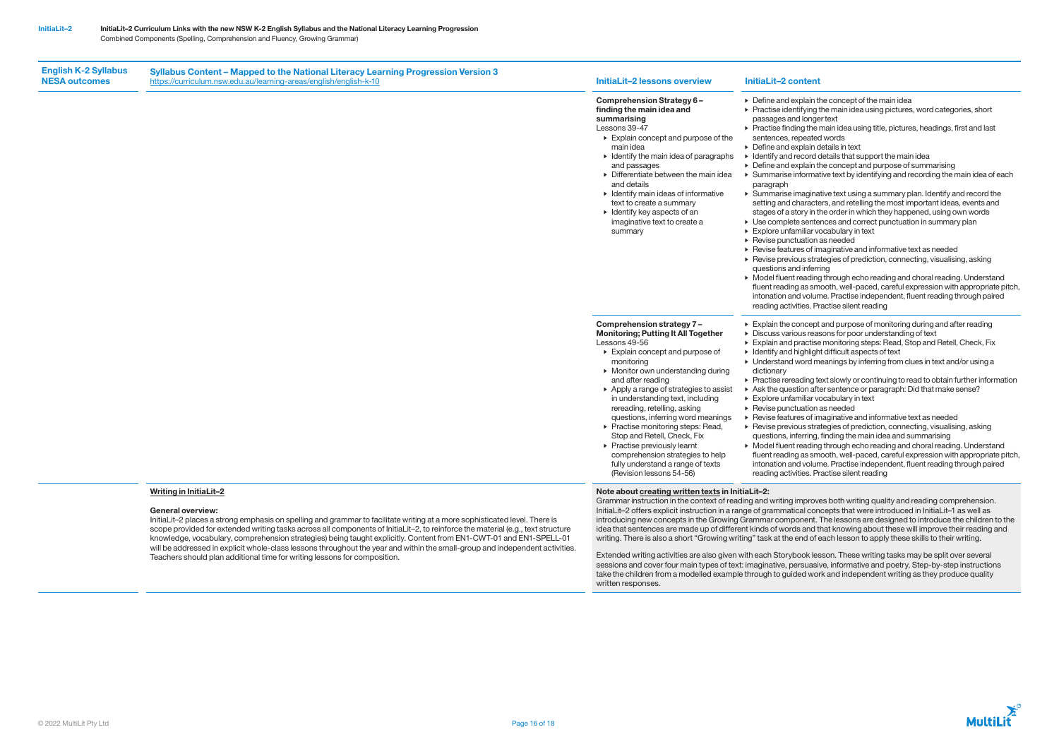| English K-2 Syllabus NESA outcomes | Syllabus Content – Mapped to the National Literacy Learning Progression Version 3 https://curriculum.nsw.edu.au/learning-areas/english/english-k-10 | InitiaLit–2 lessons overview | InitiaLit–2 content |
|---|---|---|---|
| | | **Comprehension Strategy 6 – finding the main idea and summarising** Lessons 39-47 <br>▸ Explain concept and purpose of the main idea <br>▸ Identify the main idea of paragraphs and passages <br>▸ Differentiate between the main idea and details <br>▸ Identify main ideas of informative text to create a summary <br>▸ Identify key aspects of an imaginative text to create a summary | ▸ Define and explain the concept of the main idea <br>▸ Practise identifying the main idea using pictures, word categories, short passages and longer text <br>▸ Practise finding the main idea using title, pictures, headings, first and last sentences, repeated words <br>▸ Define and explain details in text <br>▸ Identify and record details that support the main idea <br>▸ Define and explain the concept and purpose of summarising <br>▸ Summarise informative text by identifying and recording the main idea of each paragraph <br>▸ Summarise imaginative text using a summary plan. Identify and record the setting and characters, and retelling the most important ideas, events and stages of a story in the order in which they happened, using own words <br>▸ Use complete sentences and correct punctuation in summary plan <br>▸ Explore unfamiliar vocabulary in text <br>▸ Revise punctuation as needed <br>▸ Revise features of imaginative and informative text as needed <br>▸ Revise previous strategies of prediction, connecting, visualising, asking questions and inferring <br>▸ Model fluent reading through echo reading and choral reading. Understand fluent reading as smooth, well-paced, careful expression with appropriate pitch, intonation and volume. Practise independent, fluent reading through paired reading activities. Practise silent reading |
| | | **Comprehension strategy 7 – Monitoring; Putting It All Together** Lessons 49-56 <br>▸ Explain concept and purpose of monitoring <br>▸ Monitor own understanding during and after reading <br>▸ Apply a range of strategies to assist in understanding text, including rereading, retelling, asking questions, inferring word meanings <br>▸ Practise monitoring steps: Read, Stop and Retell, Check, Fix <br>▸ Practise previously learnt comprehension strategies to help fully understand a range of texts (Revision lessons 54-56) | ▸ Explain the concept and purpose of monitoring during and after reading <br>▸ Discuss various reasons for poor understanding of text <br>▸ Explain and practise monitoring steps: Read, Stop and Retell, Check, Fix <br>▸ Identify and highlight difficult aspects of text <br>▸ Understand word meanings by inferring from clues in text and/or using a dictionary <br>▸ Practise rereading text slowly or continuing to read to obtain further information <br>▸ Ask the question after sentence or paragraph: Did that make sense? <br>▸ Explore unfamiliar vocabulary in text <br>▸ Revise punctuation as needed <br>▸ Revise features of imaginative and informative text as needed <br>▸ Revise previous strategies of prediction, connecting, visualising, asking questions, inferring, finding the main idea and summarising <br>▸ Model fluent reading through echo reading and choral reading. Understand fluent reading as smooth, well-paced, careful expression with appropriate pitch, intonation and volume. Practise independent, fluent reading through paired reading activities. Practise silent reading |
| | **Writing in InitiaLit–2** <br><br>**General overview:** <br>InitiaLit–2 places a strong emphasis on spelling and grammar to facilitate writing at a more sophisticated level. There is scope provided for extended writing tasks across all components of InitiaLit–2, to reinforce the material (e.g., text structure knowledge, vocabulary, comprehension strategies) being taught explicitly. Content from EN1-CWT-01 and EN1-SPELL-01 will be addressed in explicit whole-class lessons throughout the year and within the small-group and independent activities. Teachers should plan additional time for writing lessons for composition. | **Note about creating written texts in InitiaLit–2:** <br>Grammar instruction in the context of reading and writing improves both writing quality and reading comprehension. InitiaLit–2 offers explicit instruction in a range of grammatical concepts that were introduced in InitiaLit–1 as well as introducing new concepts in the Growing Grammar component. The lessons are designed to introduce the children to the idea that sentences are made up of different kinds of words and that knowing about these will improve their reading and writing. There is also a short "Growing writing" task at the end of each lesson to apply these skills to their writing. <br><br>Extended writing activities are also given with each Storybook lesson. These writing tasks may be split over several sessions and cover four main types of text: imaginative, persuasive, informative and poetry. Step-by-step instructions take the children from a modelled example through to guided work and independent writing as they produce quality written responses. | |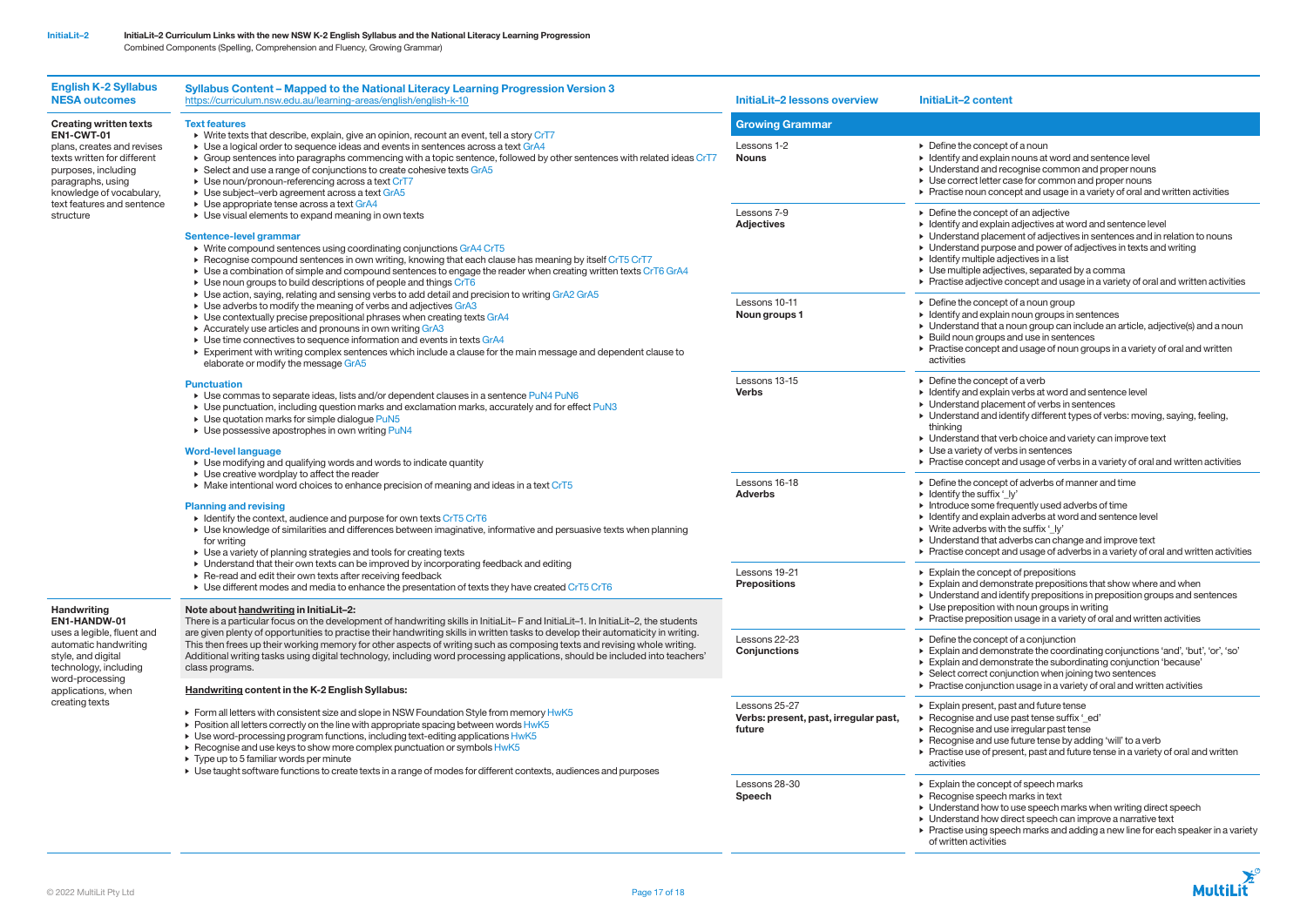**InitiaLit–2 Curriculum Links with the new NSW K-2 English Syllabus and the National Literacy Learning Progression**

Combined Components (Spelling, Comprehension and Fluency, Growing Grammar)

| English K-2 Syllabus NESA outcomes | Syllabus Content – Mapped to the National Literacy Learning Progression Version 3 https://curriculum.nsw.edu.au/learning-areas/english/english-k-10 |
|---|---|
| **Creating written texts EN1-CWT-01** plans, creates and revises texts written for different purposes, including paragraphs, using knowledge of vocabulary, text features and sentence structure | **Text features**<br>▸ Write texts that describe, explain, give an opinion, recount an event, tell a story CrT7<br>▸ Use a logical order to sequence ideas and events in sentences across a text GrA4<br>▸ Group sentences into paragraphs commencing with a topic sentence, followed by other sentences with related ideas CrT7<br>▸ Select and use a range of conjunctions to create cohesive texts GrA5<br>▸ Use noun/pronoun-referencing across a text CrT7<br>▸ Use subject–verb agreement across a text GrA5<br>▸ Use appropriate tense across a text GrA4<br>▸ Use visual elements to expand meaning in own texts<br><br>**Sentence-level grammar**<br>▸ Write compound sentences using coordinating conjunctions GrA4 CrT5<br>▸ Recognise compound sentences in own writing, knowing that each clause has meaning by itself CrT5 CrT7<br>▸ Use a combination of simple and compound sentences to engage the reader when creating written texts CrT6 GrA4<br>▸ Use noun groups to build descriptions of people and things CrT6<br>▸ Use action, saying, relating and sensing verbs to add detail and precision to writing GrA2 GrA5<br>▸ Use adverbs to modify the meaning of verbs and adjectives GrA3<br>▸ Use contextually precise prepositional phrases when creating texts GrA4<br>▸ Accurately use articles and pronouns in own writing GrA3<br>▸ Use time connectives to sequence information and events in texts GrA4<br>▸ Experiment with writing complex sentences which include a clause for the main message and dependent clause to elaborate or modify the message GrA5<br><br>**Punctuation**<br>▸ Use commas to separate ideas, lists and/or dependent clauses in a sentence PuN4 PuN6<br>▸ Use punctuation, including question marks and exclamation marks, accurately and for effect PuN3<br>▸ Use quotation marks for simple dialogue PuN5<br>▸ Use possessive apostrophes in own writing PuN4<br><br>**Word-level language**<br>▸ Use modifying and qualifying words and words to indicate quantity<br>▸ Use creative wordplay to affect the reader<br>▸ Make intentional word choices to enhance precision of meaning and ideas in a text CrT5<br><br>**Planning and revising**<br>▸ Identify the context, audience and purpose for own texts CrT5 CrT6<br>▸ Use knowledge of similarities and differences between imaginative, informative and persuasive texts when planning for writing<br>▸ Use a variety of planning strategies and tools for creating texts<br>▸ Understand that their own texts can be improved by incorporating feedback and editing<br>▸ Re-read and edit their own texts after receiving feedback<br>▸ Use different modes and media to enhance the presentation of texts they have created CrT5 CrT6 |
| **Handwriting EN1-HANDW-01** uses a legible, fluent and automatic handwriting style, and digital technology, including word-processing applications, when creating texts | **Note about handwriting in InitiaLit–2:**<br>There is a particular focus on the development of handwriting skills in InitiaLit– F and InitiaLit–1. In InitiaLit–2, the students are given plenty of opportunities to practise their handwriting skills in written tasks to develop their automaticity in writing. This then frees up their working memory for other aspects of writing such as composing texts and revising whole writing. Additional writing tasks using digital technology, including word processing applications, should be included into teachers' class programs.<br><br>**Handwriting content in the K-2 English Syllabus:**<br>▸ Form all letters with consistent size and slope in NSW Foundation Style from memory HwK5<br>▸ Position all letters correctly on the line with appropriate spacing between words HwK5<br>▸ Use word-processing program functions, including text-editing applications HwK5<br>▸ Recognise and use keys to show more complex punctuation or symbols HwK5<br>▸ Type up to 5 familiar words per minute<br>▸ Use taught software functions to create texts in a range of modes for different contexts, audiences and purposes |

| InitiaLit–2 lessons overview | InitiaLit–2 content |
|---|---|
| **Growing Grammar** | |
| Lessons 1-2<br>**Nouns** | ▸ Define the concept of a noun<br>▸ Identify and explain nouns at word and sentence level<br>▸ Understand and recognise common and proper nouns<br>▸ Use correct letter case for common and proper nouns<br>▸ Practise noun concept and usage in a variety of oral and written activities |
| Lessons 7-9<br>**Adjectives** | ▸ Define the concept of an adjective<br>▸ Identify and explain adjectives at word and sentence level<br>▸ Understand placement of adjectives in sentences and in relation to nouns<br>▸ Understand purpose and power of adjectives in texts and writing<br>▸ Identify multiple adjectives in a list<br>▸ Use multiple adjectives, separated by a comma<br>▸ Practise adjective concept and usage in a variety of oral and written activities |
| Lessons 10-11<br>**Noun groups 1** | ▸ Define the concept of a noun group<br>▸ Identify and explain noun groups in sentences<br>▸ Understand that a noun group can include an article, adjective(s) and a noun<br>▸ Build noun groups and use in sentences<br>▸ Practise concept and usage of noun groups in a variety of oral and written activities |
| Lessons 13-15<br>**Verbs** | ▸ Define the concept of a verb<br>▸ Identify and explain verbs at word and sentence level<br>▸ Understand placement of verbs in sentences<br>▸ Understand and identify different types of verbs: moving, saying, feeling, thinking<br>▸ Understand that verb choice and variety can improve text<br>▸ Use a variety of verbs in sentences<br>▸ Practise concept and usage of verbs in a variety of oral and written activities |
| Lessons 16-18<br>**Adverbs** | ▸ Define the concept of adverbs of manner and time<br>▸ Identify the suffix '_ly'<br>▸ Introduce some frequently used adverbs of time<br>▸ Identify and explain adverbs at word and sentence level<br>▸ Write adverbs with the suffix '_ly'<br>▸ Understand that adverbs can change and improve text<br>▸ Practise concept and usage of adverbs in a variety of oral and written activities |
| Lessons 19-21<br>**Prepositions** | ▸ Explain the concept of prepositions<br>▸ Explain and demonstrate prepositions that show where and when<br>▸ Understand and identify prepositions in preposition groups and sentences<br>▸ Use preposition with noun groups in writing<br>▸ Practise preposition usage in a variety of oral and written activities |
| Lessons 22-23<br>**Conjunctions** | ▸ Define the concept of a conjunction<br>▸ Explain and demonstrate the coordinating conjunctions 'and', 'but', 'or', 'so'<br>▸ Explain and demonstrate the subordinating conjunction 'because'<br>▸ Select correct conjunction when joining two sentences<br>▸ Practise conjunction usage in a variety of oral and written activities |
| Lessons 25-27<br>**Verbs: present, past, irregular past, future** | ▸ Explain present, past and future tense<br>▸ Recognise and use past tense suffix '_ed'<br>▸ Recognise and use irregular past tense<br>▸ Recognise and use future tense by adding 'will' to a verb<br>▸ Practise use of present, past and future tense in a variety of oral and written activities |
| Lessons 28-30<br>**Speech** | ▸ Explain the concept of speech marks<br>▸ Recognise speech marks in text<br>▸ Understand how to use speech marks when writing direct speech<br>▸ Understand how direct speech can improve a narrative text<br>▸ Practise using speech marks and adding a new line for each speaker in a variety of written activities |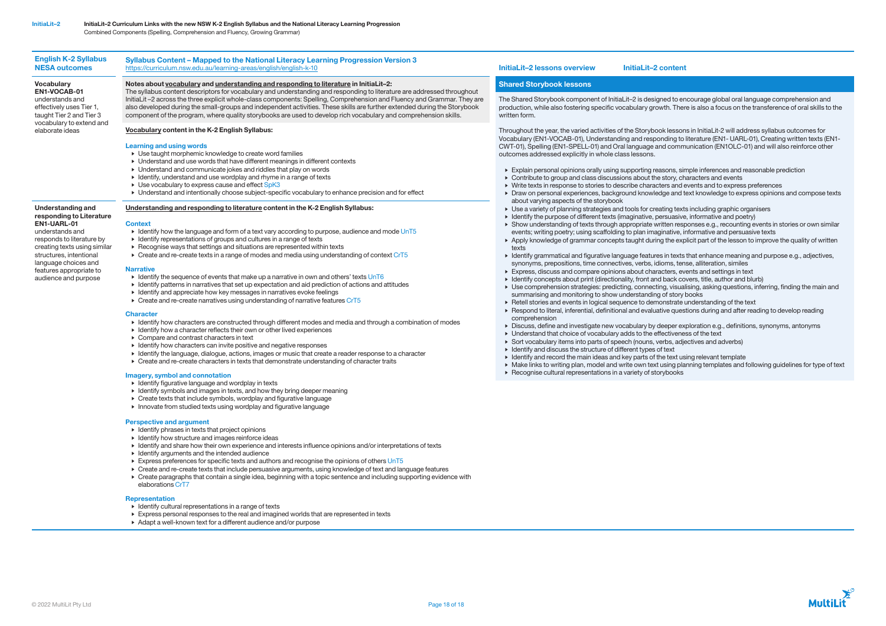**InitiaLit–2** **InitiaLit–2 Curriculum Links with the new NSW K-2 English Syllabus and the National Literacy Learning Progression**
Combined Components (Spelling, Comprehension and Fluency, Growing Grammar)

| English K-2 Syllabus NESA outcomes | Syllabus Content – Mapped to the National Literacy Learning Progression Version 3 https://curriculum.nsw.edu.au/learning-areas/english/english-k-10 |
|---|---|
| **Vocabulary EN1-VOCAB-01** understands and effectively uses Tier 1, taught Tier 2 and Tier 3 vocabulary to extend and elaborate ideas | **Notes about vocabulary and understanding and responding to literature in InitiaLit–2:** The syllabus content descriptors for vocabulary and understanding and responding to literature are addressed throughout InitiaLit –2 across the three explicit whole-class components: Spelling, Comprehension and Fluency and Grammar. They are also developed during the small-groups and independent activities. These skills are further extended during the Storybook component of the program, where quality storybooks are used to develop rich vocabulary and comprehension skills.<br><br>**Vocabulary content in the K-2 English Syllabus:**<br><br>**Learning and using words**<br>▸ Use taught morphemic knowledge to create word families<br>▸ Understand and use words that have different meanings in different contexts<br>▸ Understand and communicate jokes and riddles that play on words<br>▸ Identify, understand and use wordplay and rhyme in a range of texts<br>▸ Use vocabulary to express cause and effect SpK3<br>▸ Understand and intentionally choose subject-specific vocabulary to enhance precision and for effect |
| **Understanding and responding to Literature EN1-UARL-01** understands and responds to literature by creating texts using similar structures, intentional language choices and features appropriate to audience and purpose | **Understanding and responding to literature content in the K-2 English Syllabus:**<br><br>**Context**<br>▸ Identify how the language and form of a text vary according to purpose, audience and mode UnT5<br>▸ Identify representations of groups and cultures in a range of texts<br>▸ Recognise ways that settings and situations are represented within texts<br>▸ Create and re-create texts in a range of modes and media using understanding of context CrT5<br><br>**Narrative**<br>▸ Identify the sequence of events that make up a narrative in own and others' texts UnT6<br>▸ Identify patterns in narratives that set up expectation and aid prediction of actions and attitudes<br>▸ Identify and appreciate how key messages in narratives evoke feelings<br>▸ Create and re-create narratives using understanding of narrative features CrT5<br><br>**Character**<br>▸ Identify how characters are constructed through different modes and media and through a combination of modes<br>▸ Identify how a character reflects their own or other lived experiences<br>▸ Compare and contrast characters in text<br>▸ Identify how characters can invite positive and negative responses<br>▸ Identify the language, dialogue, actions, images or music that create a reader response to a character<br>▸ Create and re-create characters in texts that demonstrate understanding of character traits<br><br>**Imagery, symbol and connotation**<br>▸ Identify figurative language and wordplay in texts<br>▸ Identify symbols and images in texts, and how they bring deeper meaning<br>▸ Create texts that include symbols, wordplay and figurative language<br>▸ Innovate from studied texts using wordplay and figurative language<br><br>**Perspective and argument**<br>▸ Identify phrases in texts that project opinions<br>▸ Identify how structure and images reinforce ideas<br>▸ Identify and share how their own experience and interests influence opinions and/or interpretations of texts<br>▸ Identify arguments and the intended audience<br>▸ Express preferences for specific texts and authors and recognise the opinions of others UnT5<br>▸ Create and re-create texts that include persuasive arguments, using knowledge of text and language features<br>▸ Create paragraphs that contain a single idea, beginning with a topic sentence and including supporting evidence with elaborations CrT7<br><br>**Representation**<br>▸ Identify cultural representations in a range of texts<br>▸ Express personal responses to the real and imagined worlds that are represented in texts<br>▸ Adapt a well-known text for a different audience and/or purpose |

**InitiaLit–2 lessons overview** | **InitiaLit–2 content**

### Shared Storybook lessons

The Shared Storybook component of InitiaLit–2 is designed to encourage global oral language comprehension and production, while also fostering specific vocabulary growth. There is also a focus on the transference of oral skills to the written form.

Throughout the year, the varied activities of the Storybook lessons in InitiaLit-2 will address syllabus outcomes for Vocabulary (EN1-VOCAB-01), Understanding and responding to literature (EN1- UARL-01), Creating written texts (EN1-CWT-01), Spelling (EN1-SPELL-01) and Oral language and communication (EN1OLC-01) and will also reinforce other outcomes addressed explicitly in whole class lessons.

- Explain personal opinions orally using supporting reasons, simple inferences and reasonable prediction
- Contribute to group and class discussions about the story, characters and events
- Write texts in response to stories to describe characters and events and to express preferences
- Draw on personal experiences, background knowledge and text knowledge to express opinions and compose texts about varying aspects of the storybook
- Use a variety of planning strategies and tools for creating texts including graphic organisers
- Identify the purpose of different texts (imaginative, persuasive, informative and poetry)
- Show understanding of texts through appropriate written responses e.g., recounting events in stories or own similar events; writing poetry; using scaffolding to plan imaginative, informative and persuasive texts
- Apply knowledge of grammar concepts taught during the explicit part of the lesson to improve the quality of written texts
- Identify grammatical and figurative language features in texts that enhance meaning and purpose e.g., adjectives, synonyms, prepositions, time connectives, verbs, idioms, tense, alliteration, similes
- Express, discuss and compare opinions about characters, events and settings in text
- Identify concepts about print (directionality, front and back covers, title, author and blurb)
- Use comprehension strategies: predicting, connecting, visualising, asking questions, inferring, finding the main and summarising and monitoring to show understanding of story books
- Retell stories and events in logical sequence to demonstrate understanding of the text
- Respond to literal, inferential, definitional and evaluative questions during and after reading to develop reading comprehension
- Discuss, define and investigate new vocabulary by deeper exploration e.g., definitions, synonyms, antonyms
- Understand that choice of vocabulary adds to the effectiveness of the text
- Sort vocabulary items into parts of speech (nouns, verbs, adjectives and adverbs)
- Identify and discuss the structure of different types of text
- Identify and record the main ideas and key parts of the text using relevant template
- Make links to writing plan, model and write own text using planning templates and following guidelines for type of text
- Recognise cultural representations in a variety of storybooks

© 2022 MultiLit Pty Ltd